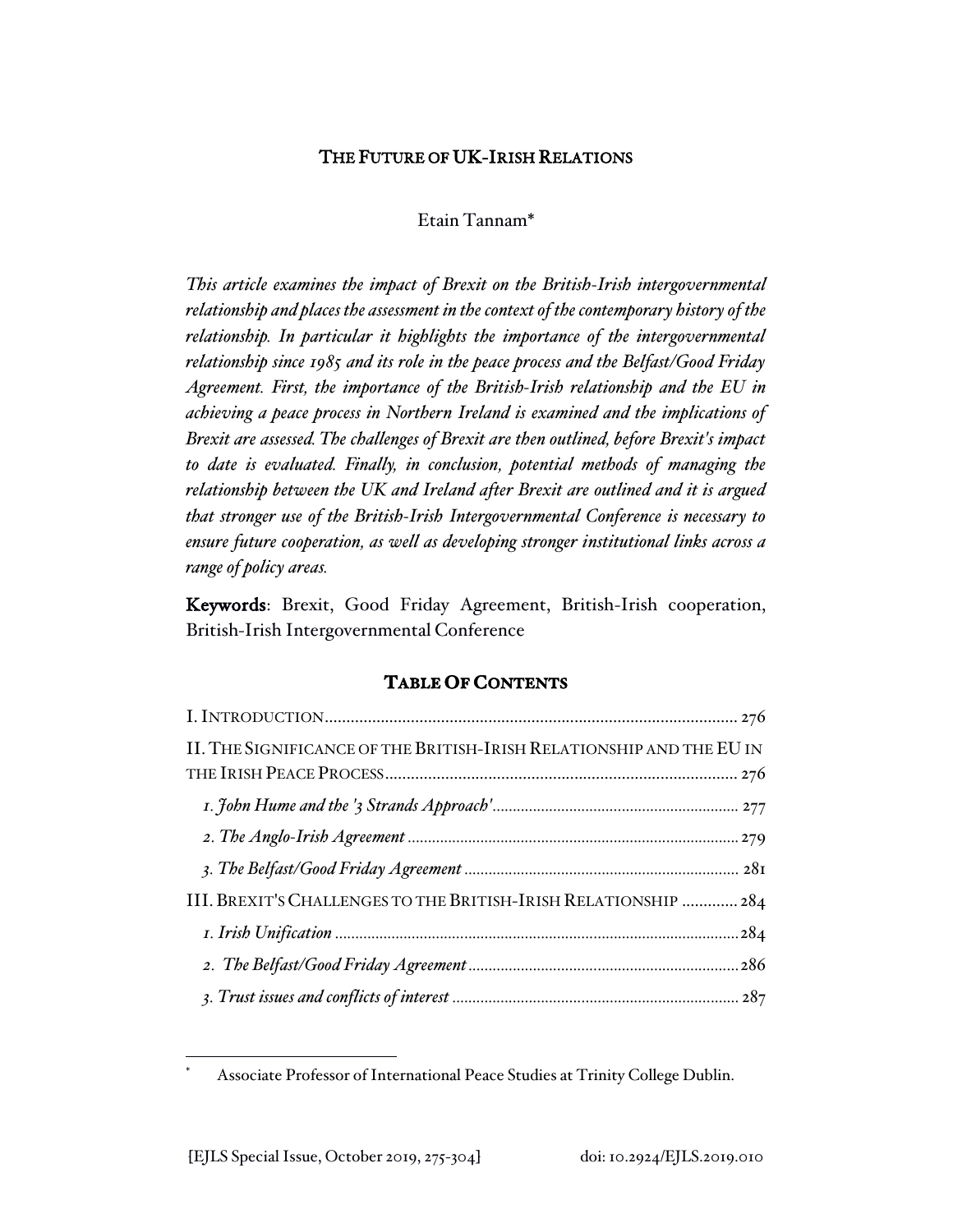# THE FUTURE OF UK-IRISH RELATIONS

Etain Tannam*

*This article examines the impact of Brexit on the British-Irish intergovernmental relationship and places the assessment in the context of the contemporary history of the relationship. In particular it highlights the importance of the intergovernmental relationship since 1985 and its role in the peace process and the Belfast/Good Friday Agreement. First, the importance of the British-Irish relationship and the EU in achieving a peace process in Northern Ireland is examined and the implications of Brexit are assessed. The challenges of Brexit are then outlined, before Brexit's impact to date is evaluated. Finally, in conclusion, potential methods of managing the relationship between the UK and Ireland after Brexit are outlined and it is argued that stronger use of the British-Irish Intergovernmental Conference is necessary to ensure future cooperation, as well as developing stronger institutional links across a range of policy areas.*

**Keywords**: Brexit, Good Friday Agreement, British-Irish cooperation, British-Irish Intergovernmental Conference

## TABLE OF CONTENTS

I. INTRODUCTION ........ 276

II. THE SIGNIFICANCE OF THE BRITISH-IRISH RELATIONSHIP AND THE EU IN THE IRISH PEACE PROCESS ........ 276

*1. John Hume and the '3 Strands Approach'* ........ 277

*2. The Anglo-Irish Agreement* ........ 279

*3. The Belfast/Good Friday Agreement* ........ 281

III. BREXIT'S CHALLENGES TO THE BRITISH-IRISH RELATIONSHIP ........ 284

*1. Irish Unification* ........ 284

*2. The Belfast/Good Friday Agreement* ........ 286

*3. Trust issues and conflicts of interest* ........ 287

* Associate Professor of International Peace Studies at Trinity College Dublin.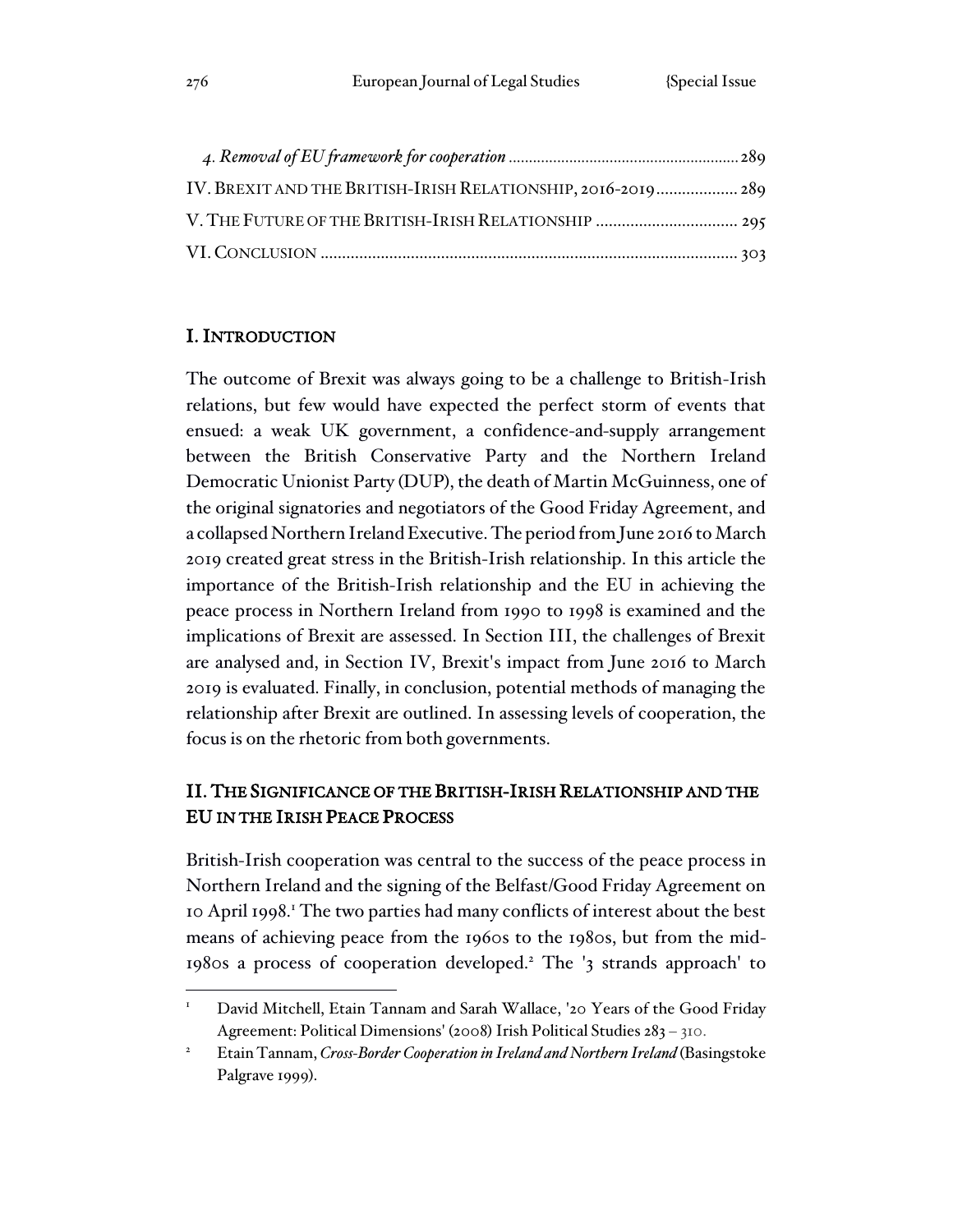*4. Removal of EU framework for cooperation* ........................................................ 289
IV. BREXIT AND THE BRITISH-IRISH RELATIONSHIP, 2016-2019.................. 289
V. THE FUTURE OF THE BRITISH-IRISH RELATIONSHIP ................................ 295
VI. CONCLUSION ................................................................................................ 303

## I. INTRODUCTION

The outcome of Brexit was always going to be a challenge to British-Irish relations, but few would have expected the perfect storm of events that ensued: a weak UK government, a confidence-and-supply arrangement between the British Conservative Party and the Northern Ireland Democratic Unionist Party (DUP), the death of Martin McGuinness, one of the original signatories and negotiators of the Good Friday Agreement, and a collapsed Northern Ireland Executive. The period from June 2016 to March 2019 created great stress in the British-Irish relationship. In this article the importance of the British-Irish relationship and the EU in achieving the peace process in Northern Ireland from 1990 to 1998 is examined and the implications of Brexit are assessed. In Section III, the challenges of Brexit are analysed and, in Section IV, Brexit's impact from June 2016 to March 2019 is evaluated. Finally, in conclusion, potential methods of managing the relationship after Brexit are outlined. In assessing levels of cooperation, the focus is on the rhetoric from both governments.

## II. THE SIGNIFICANCE OF THE BRITISH-IRISH RELATIONSHIP AND THE EU IN THE IRISH PEACE PROCESS

British-Irish cooperation was central to the success of the peace process in Northern Ireland and the signing of the Belfast/Good Friday Agreement on 10 April 1998.[1] The two parties had many conflicts of interest about the best means of achieving peace from the 1960s to the 1980s, but from the mid-1980s a process of cooperation developed.[2] The '3 strands approach' to

---

[1] David Mitchell, Etain Tannam and Sarah Wallace, '20 Years of the Good Friday Agreement: Political Dimensions' (2008) Irish Political Studies 283 – 310.

[2] Etain Tannam, *Cross-Border Cooperation in Ireland and Northern Ireland* (Basingstoke Palgrave 1999).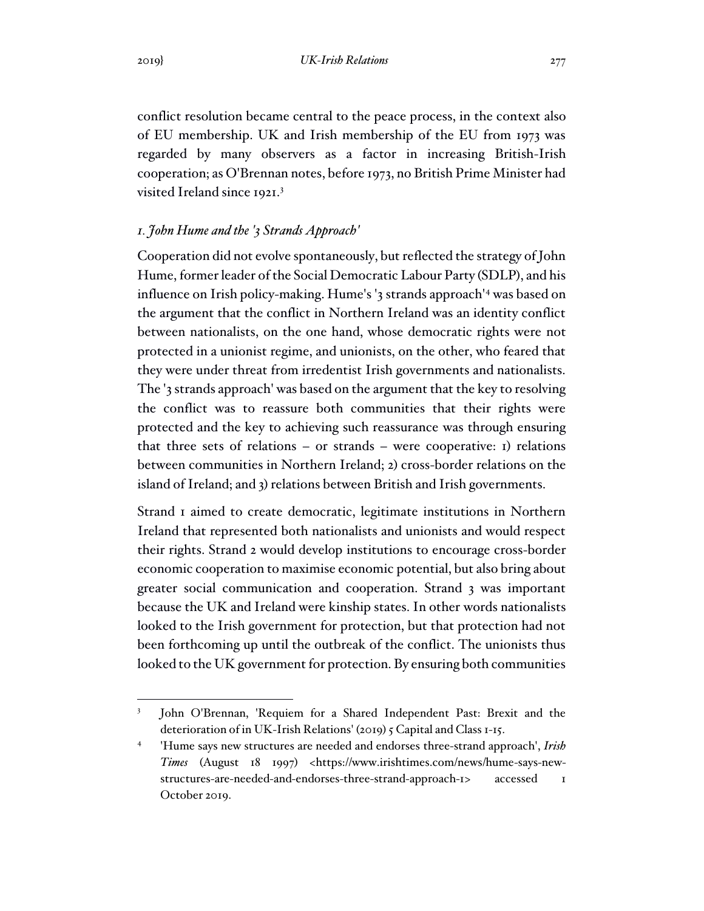conflict resolution became central to the peace process, in the context also of EU membership. UK and Irish membership of the EU from 1973 was regarded by many observers as a factor in increasing British-Irish cooperation; as O'Brennan notes, before 1973, no British Prime Minister had visited Ireland since 1921.[3]

### *1. John Hume and the '3 Strands Approach'*

Cooperation did not evolve spontaneously, but reflected the strategy of John Hume, former leader of the Social Democratic Labour Party (SDLP), and his influence on Irish policy-making. Hume's '3 strands approach'[4] was based on the argument that the conflict in Northern Ireland was an identity conflict between nationalists, on the one hand, whose democratic rights were not protected in a unionist regime, and unionists, on the other, who feared that they were under threat from irredentist Irish governments and nationalists. The '3 strands approach' was based on the argument that the key to resolving the conflict was to reassure both communities that their rights were protected and the key to achieving such reassurance was through ensuring that three sets of relations – or strands – were cooperative: 1) relations between communities in Northern Ireland; 2) cross-border relations on the island of Ireland; and 3) relations between British and Irish governments.

Strand 1 aimed to create democratic, legitimate institutions in Northern Ireland that represented both nationalists and unionists and would respect their rights. Strand 2 would develop institutions to encourage cross-border economic cooperation to maximise economic potential, but also bring about greater social communication and cooperation. Strand 3 was important because the UK and Ireland were kinship states. In other words nationalists looked to the Irish government for protection, but that protection had not been forthcoming up until the outbreak of the conflict. The unionists thus looked to the UK government for protection. By ensuring both communities

---

[3] John O'Brennan, 'Requiem for a Shared Independent Past: Brexit and the deterioration of in UK-Irish Relations' (2019) 5 Capital and Class 1-15.

[4] 'Hume says new structures are needed and endorses three-strand approach', *Irish Times* (August 18 1997) <https://www.irishtimes.com/news/hume-says-new-structures-are-needed-and-endorses-three-strand-approach-1> accessed 1 October 2019.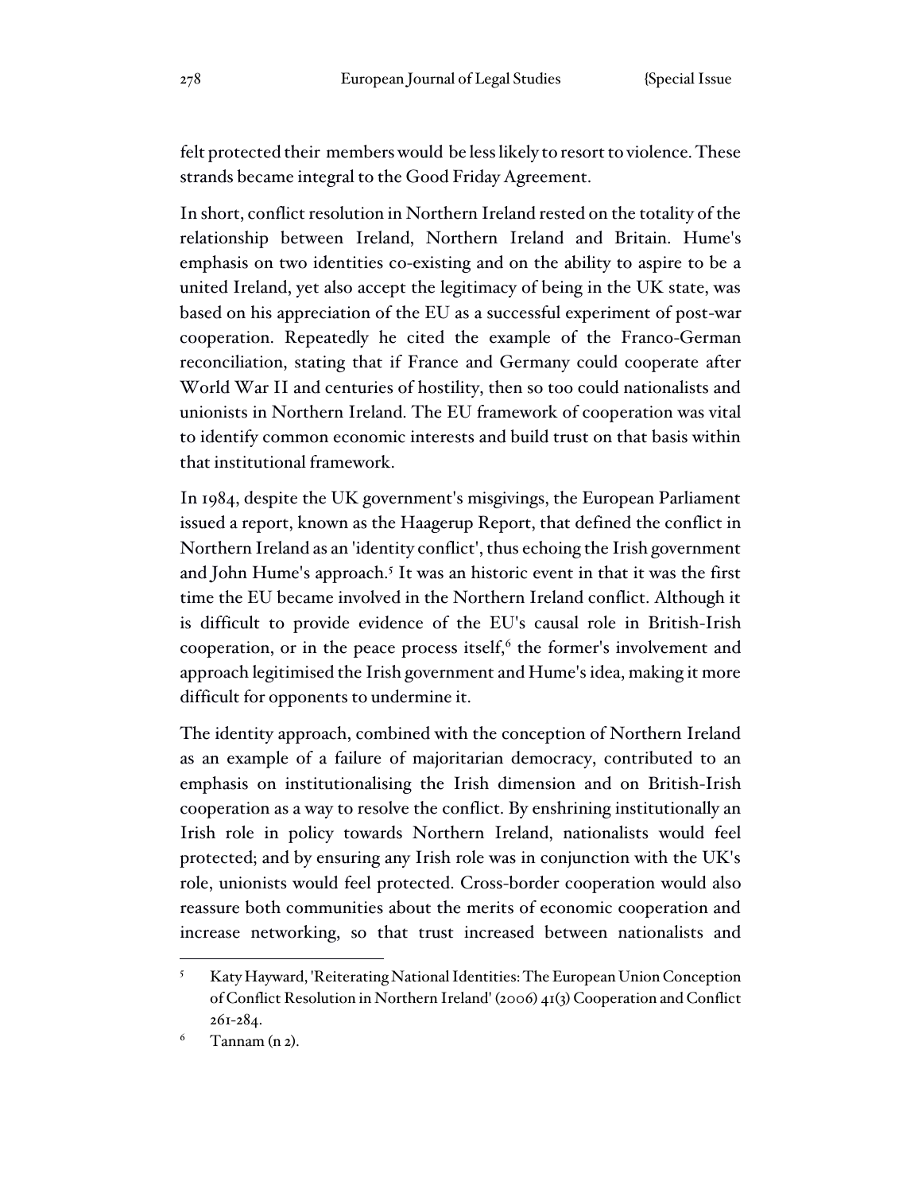felt protected their members would be less likely to resort to violence. These strands became integral to the Good Friday Agreement.

In short, conflict resolution in Northern Ireland rested on the totality of the relationship between Ireland, Northern Ireland and Britain. Hume's emphasis on two identities co-existing and on the ability to aspire to be a united Ireland, yet also accept the legitimacy of being in the UK state, was based on his appreciation of the EU as a successful experiment of post-war cooperation. Repeatedly he cited the example of the Franco-German reconciliation, stating that if France and Germany could cooperate after World War II and centuries of hostility, then so too could nationalists and unionists in Northern Ireland. The EU framework of cooperation was vital to identify common economic interests and build trust on that basis within that institutional framework.

In 1984, despite the UK government's misgivings, the European Parliament issued a report, known as the Haagerup Report, that defined the conflict in Northern Ireland as an 'identity conflict', thus echoing the Irish government and John Hume's approach.[5] It was an historic event in that it was the first time the EU became involved in the Northern Ireland conflict. Although it is difficult to provide evidence of the EU's causal role in British-Irish cooperation, or in the peace process itself,[6] the former's involvement and approach legitimised the Irish government and Hume's idea, making it more difficult for opponents to undermine it.

The identity approach, combined with the conception of Northern Ireland as an example of a failure of majoritarian democracy, contributed to an emphasis on institutionalising the Irish dimension and on British-Irish cooperation as a way to resolve the conflict. By enshrining institutionally an Irish role in policy towards Northern Ireland, nationalists would feel protected; and by ensuring any Irish role was in conjunction with the UK's role, unionists would feel protected. Cross-border cooperation would also reassure both communities about the merits of economic cooperation and increase networking, so that trust increased between nationalists and

---

[5] Katy Hayward, 'Reiterating National Identities: The European Union Conception of Conflict Resolution in Northern Ireland' (2006) 41(3) Cooperation and Conflict 261-284.

[6] Tannam (n 2).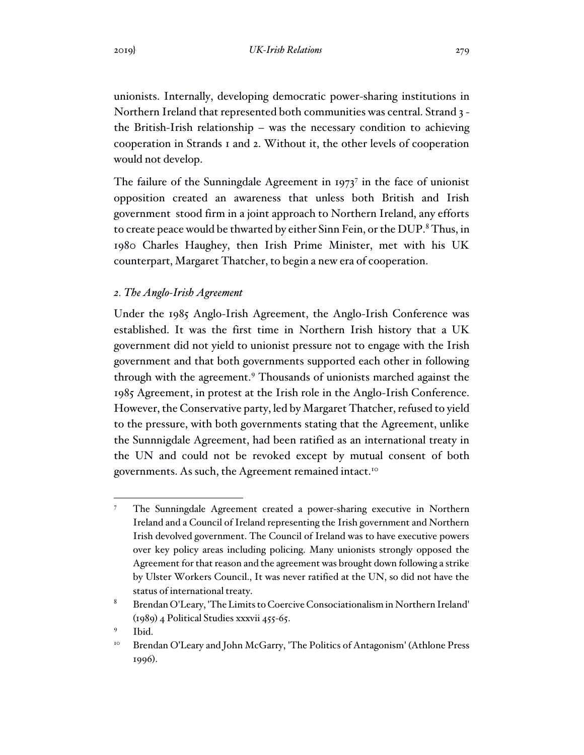unionists. Internally, developing democratic power-sharing institutions in Northern Ireland that represented both communities was central. Strand 3 - the British-Irish relationship – was the necessary condition to achieving cooperation in Strands 1 and 2. Without it, the other levels of cooperation would not develop.

The failure of the Sunningdale Agreement in 1973[7] in the face of unionist opposition created an awareness that unless both British and Irish government stood firm in a joint approach to Northern Ireland, any efforts to create peace would be thwarted by either Sinn Fein, or the DUP.[8] Thus, in 1980 Charles Haughey, then Irish Prime Minister, met with his UK counterpart, Margaret Thatcher, to begin a new era of cooperation.

### *2. The Anglo-Irish Agreement*

Under the 1985 Anglo-Irish Agreement, the Anglo-Irish Conference was established. It was the first time in Northern Irish history that a UK government did not yield to unionist pressure not to engage with the Irish government and that both governments supported each other in following through with the agreement.[9] Thousands of unionists marched against the 1985 Agreement, in protest at the Irish role in the Anglo-Irish Conference. However, the Conservative party, led by Margaret Thatcher, refused to yield to the pressure, with both governments stating that the Agreement, unlike the Sunnnigdale Agreement, had been ratified as an international treaty in the UN and could not be revoked except by mutual consent of both governments. As such, the Agreement remained intact.[10]

---

[7] The Sunningdale Agreement created a power-sharing executive in Northern Ireland and a Council of Ireland representing the Irish government and Northern Irish devolved government. The Council of Ireland was to have executive powers over key policy areas including policing. Many unionists strongly opposed the Agreement for that reason and the agreement was brought down following a strike by Ulster Workers Council., It was never ratified at the UN, so did not have the status of international treaty.

[8] Brendan O'Leary, 'The Limits to Coercive Consociationalism in Northern Ireland' (1989) 4 Political Studies xxxvii 455-65.

[9] Ibid.

[10] Brendan O'Leary and John McGarry, 'The Politics of Antagonism' (Athlone Press 1996).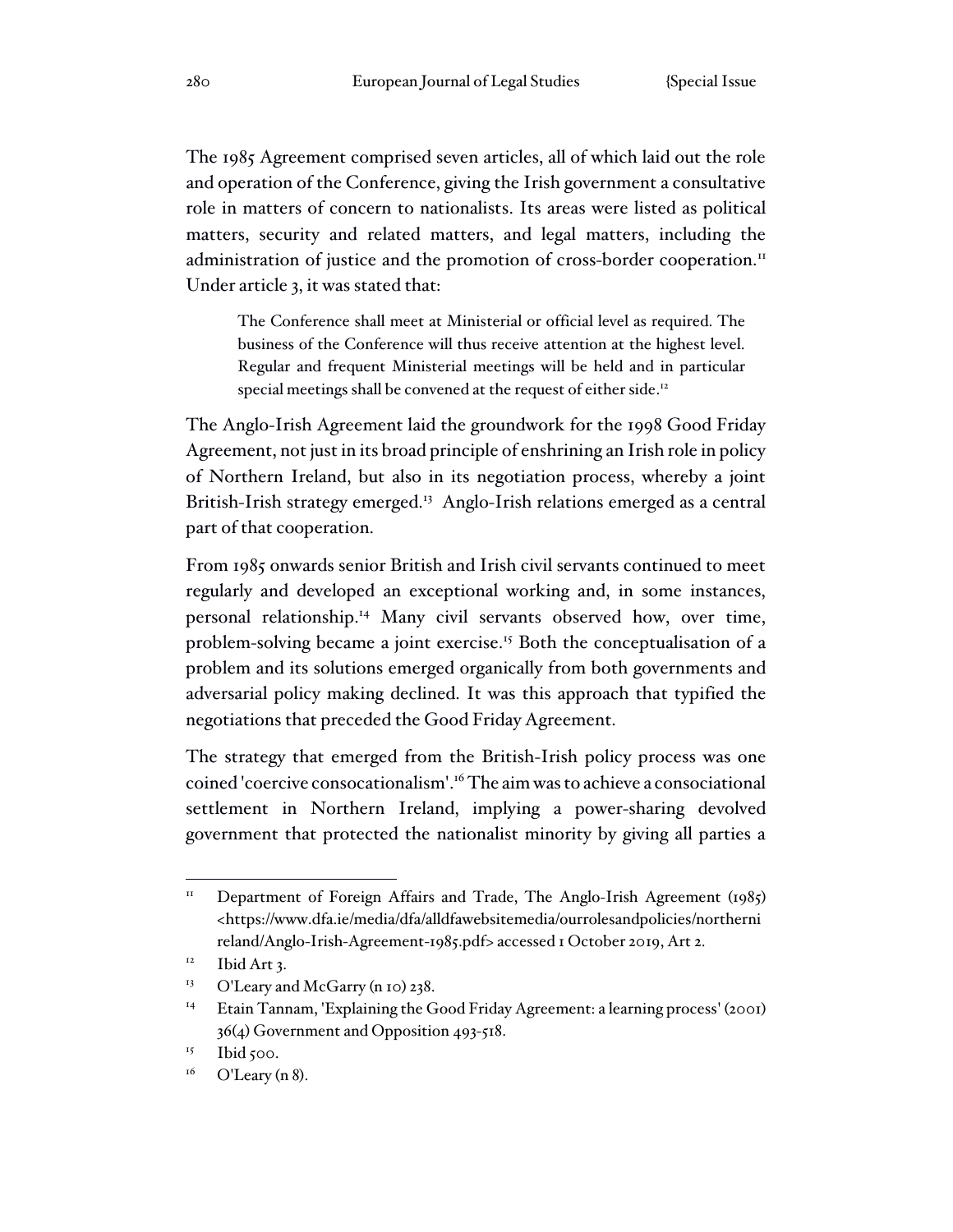The 1985 Agreement comprised seven articles, all of which laid out the role and operation of the Conference, giving the Irish government a consultative role in matters of concern to nationalists. Its areas were listed as political matters, security and related matters, and legal matters, including the administration of justice and the promotion of cross-border cooperation.[11] Under article 3, it was stated that:

> The Conference shall meet at Ministerial or official level as required. The business of the Conference will thus receive attention at the highest level. Regular and frequent Ministerial meetings will be held and in particular special meetings shall be convened at the request of either side.[12]

The Anglo-Irish Agreement laid the groundwork for the 1998 Good Friday Agreement, not just in its broad principle of enshrining an Irish role in policy of Northern Ireland, but also in its negotiation process, whereby a joint British-Irish strategy emerged.[13] Anglo-Irish relations emerged as a central part of that cooperation.

From 1985 onwards senior British and Irish civil servants continued to meet regularly and developed an exceptional working and, in some instances, personal relationship.[14] Many civil servants observed how, over time, problem-solving became a joint exercise.[15] Both the conceptualisation of a problem and its solutions emerged organically from both governments and adversarial policy making declined. It was this approach that typified the negotiations that preceded the Good Friday Agreement.

The strategy that emerged from the British-Irish policy process was one coined 'coercive consocationalism'.[16] The aim was to achieve a consociational settlement in Northern Ireland, implying a power-sharing devolved government that protected the nationalist minority by giving all parties a

---

[11] Department of Foreign Affairs and Trade, The Anglo-Irish Agreement (1985) <https://www.dfa.ie/media/dfa/alldfawebsitemedia/ourrolesandpolicies/northernireland/Anglo-Irish-Agreement-1985.pdf> accessed 1 October 2019, Art 2.

[12] Ibid Art 3.

[13] O'Leary and McGarry (n 10) 238.

[14] Etain Tannam, 'Explaining the Good Friday Agreement: a learning process' (2001) 36(4) Government and Opposition 493-518.

[15] Ibid 500.

[16] O'Leary (n 8).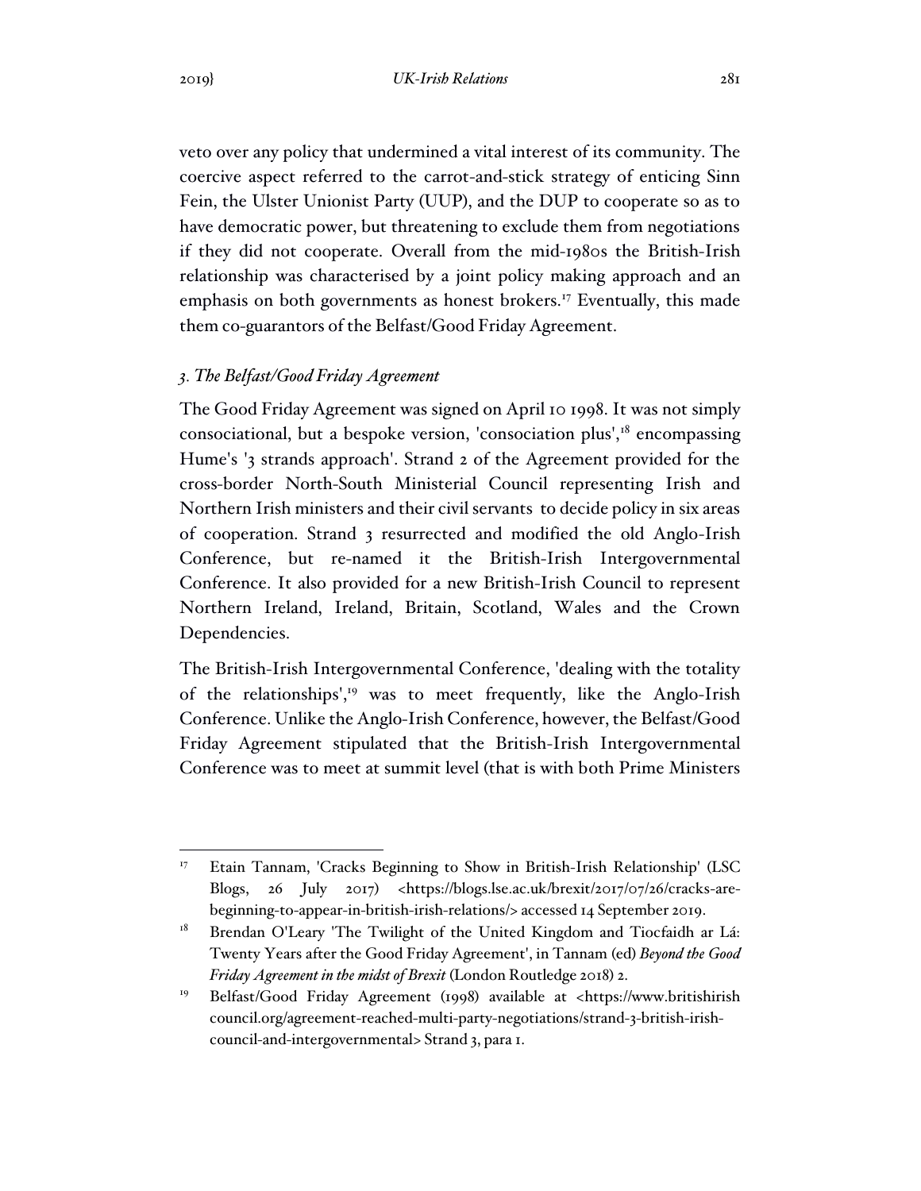veto over any policy that undermined a vital interest of its community. The coercive aspect referred to the carrot-and-stick strategy of enticing Sinn Fein, the Ulster Unionist Party (UUP), and the DUP to cooperate so as to have democratic power, but threatening to exclude them from negotiations if they did not cooperate. Overall from the mid-1980s the British-Irish relationship was characterised by a joint policy making approach and an emphasis on both governments as honest brokers.[17] Eventually, this made them co-guarantors of the Belfast/Good Friday Agreement.

### *3. The Belfast/Good Friday Agreement*

The Good Friday Agreement was signed on April 10 1998. It was not simply consociational, but a bespoke version, 'consociation plus',[18] encompassing Hume's '3 strands approach'. Strand 2 of the Agreement provided for the cross-border North-South Ministerial Council representing Irish and Northern Irish ministers and their civil servants to decide policy in six areas of cooperation. Strand 3 resurrected and modified the old Anglo-Irish Conference, but re-named it the British-Irish Intergovernmental Conference. It also provided for a new British-Irish Council to represent Northern Ireland, Ireland, Britain, Scotland, Wales and the Crown Dependencies.

The British-Irish Intergovernmental Conference, 'dealing with the totality of the relationships',[19] was to meet frequently, like the Anglo-Irish Conference. Unlike the Anglo-Irish Conference, however, the Belfast/Good Friday Agreement stipulated that the British-Irish Intergovernmental Conference was to meet at summit level (that is with both Prime Ministers

---

[17] Etain Tannam, 'Cracks Beginning to Show in British-Irish Relationship' (LSC Blogs, 26 July 2017) <https://blogs.lse.ac.uk/brexit/2017/07/26/cracks-are-beginning-to-appear-in-british-irish-relations/> accessed 14 September 2019.

[18] Brendan O'Leary 'The Twilight of the United Kingdom and Tiocfaidh ar Lá: Twenty Years after the Good Friday Agreement', in Tannam (ed) *Beyond the Good Friday Agreement in the midst of Brexit* (London Routledge 2018) 2.

[19] Belfast/Good Friday Agreement (1998) available at <https://www.britishirishcouncil.org/agreement-reached-multi-party-negotiations/strand-3-british-irish-council-and-intergovernmental> Strand 3, para 1.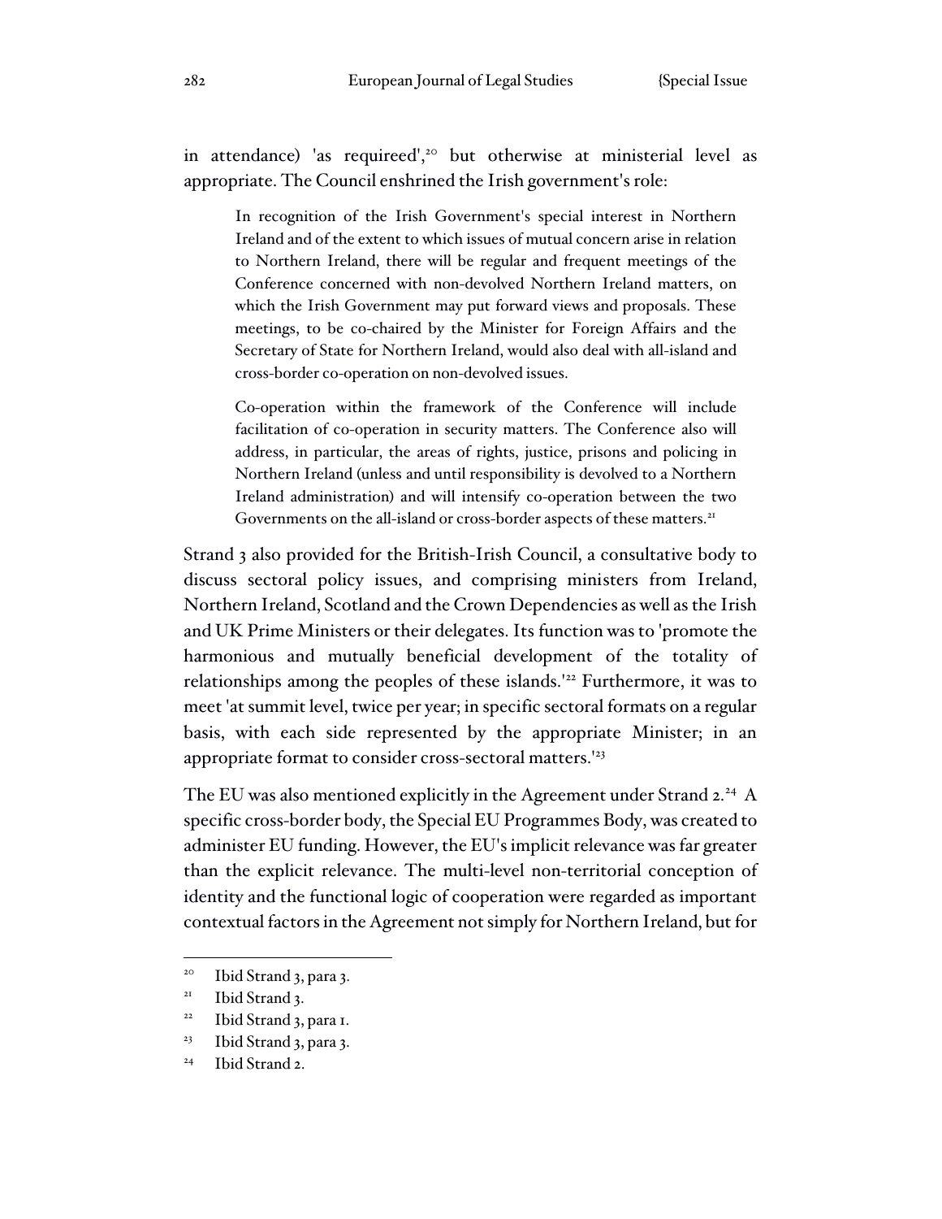in attendance) 'as requireed',[20] but otherwise at ministerial level as appropriate. The Council enshrined the Irish government's role:

> In recognition of the Irish Government's special interest in Northern Ireland and of the extent to which issues of mutual concern arise in relation to Northern Ireland, there will be regular and frequent meetings of the Conference concerned with non-devolved Northern Ireland matters, on which the Irish Government may put forward views and proposals. These meetings, to be co-chaired by the Minister for Foreign Affairs and the Secretary of State for Northern Ireland, would also deal with all-island and cross-border co-operation on non-devolved issues.
>
> Co-operation within the framework of the Conference will include facilitation of co-operation in security matters. The Conference also will address, in particular, the areas of rights, justice, prisons and policing in Northern Ireland (unless and until responsibility is devolved to a Northern Ireland administration) and will intensify co-operation between the two Governments on the all-island or cross-border aspects of these matters.[21]

Strand 3 also provided for the British-Irish Council, a consultative body to discuss sectoral policy issues, and comprising ministers from Ireland, Northern Ireland, Scotland and the Crown Dependencies as well as the Irish and UK Prime Ministers or their delegates. Its function was to 'promote the harmonious and mutually beneficial development of the totality of relationships among the peoples of these islands.'[22] Furthermore, it was to meet 'at summit level, twice per year; in specific sectoral formats on a regular basis, with each side represented by the appropriate Minister; in an appropriate format to consider cross-sectoral matters.'[23]

The EU was also mentioned explicitly in the Agreement under Strand 2.[24] A specific cross-border body, the Special EU Programmes Body, was created to administer EU funding. However, the EU's implicit relevance was far greater than the explicit relevance. The multi-level non-territorial conception of identity and the functional logic of cooperation were regarded as important contextual factors in the Agreement not simply for Northern Ireland, but for

---

[20] Ibid Strand 3, para 3.

[21] Ibid Strand 3.

[22] Ibid Strand 3, para 1.

[23] Ibid Strand 3, para 3.

[24] Ibid Strand 2.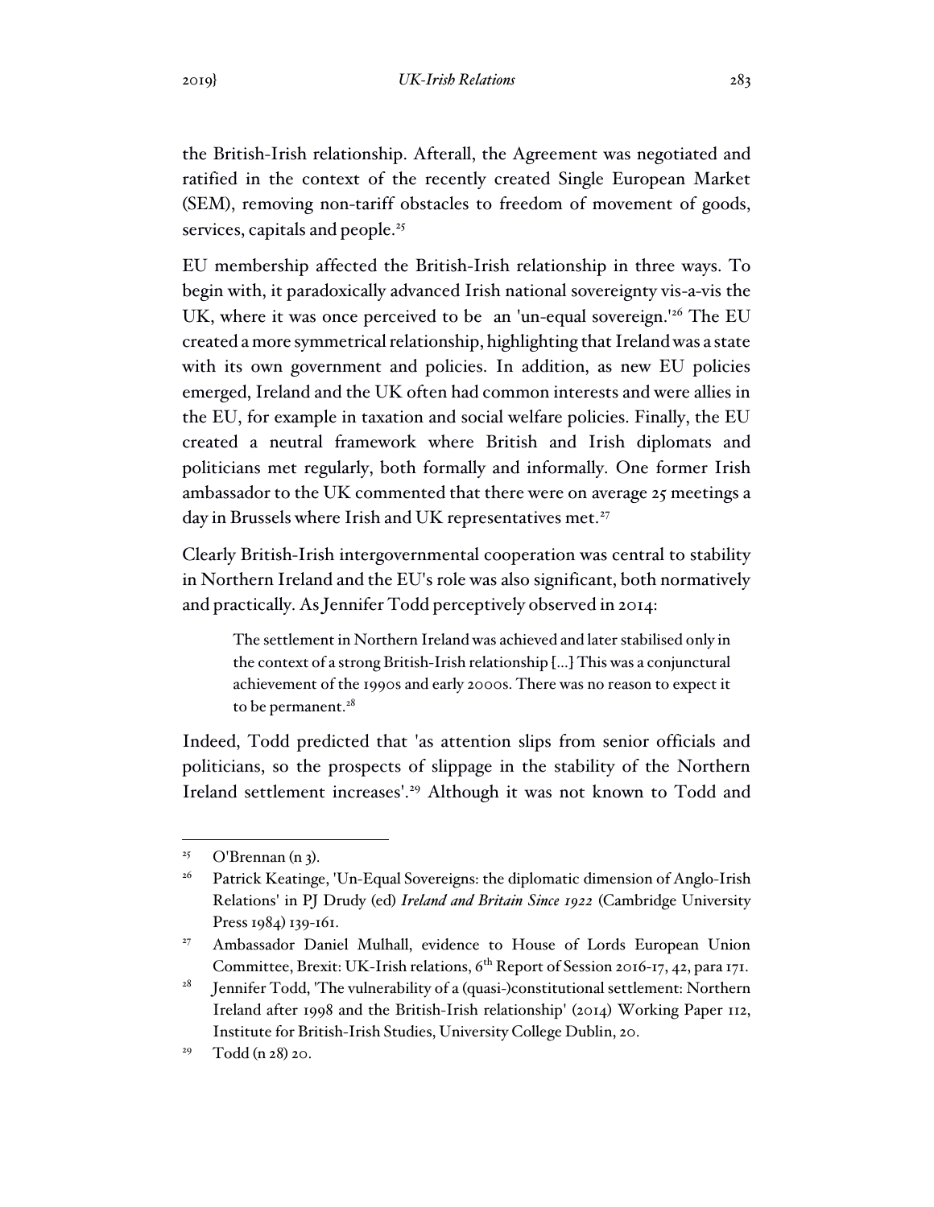the British-Irish relationship. Afterall, the Agreement was negotiated and ratified in the context of the recently created Single European Market (SEM), removing non-tariff obstacles to freedom of movement of goods, services, capitals and people.[25]

EU membership affected the British-Irish relationship in three ways. To begin with, it paradoxically advanced Irish national sovereignty vis-a-vis the UK, where it was once perceived to be an 'un-equal sovereign.'[26] The EU created a more symmetrical relationship, highlighting that Ireland was a state with its own government and policies. In addition, as new EU policies emerged, Ireland and the UK often had common interests and were allies in the EU, for example in taxation and social welfare policies. Finally, the EU created a neutral framework where British and Irish diplomats and politicians met regularly, both formally and informally. One former Irish ambassador to the UK commented that there were on average 25 meetings a day in Brussels where Irish and UK representatives met.[27]

Clearly British-Irish intergovernmental cooperation was central to stability in Northern Ireland and the EU's role was also significant, both normatively and practically. As Jennifer Todd perceptively observed in 2014:

> The settlement in Northern Ireland was achieved and later stabilised only in the context of a strong British-Irish relationship [...] This was a conjunctural achievement of the 1990s and early 2000s. There was no reason to expect it to be permanent.[28]

Indeed, Todd predicted that 'as attention slips from senior officials and politicians, so the prospects of slippage in the stability of the Northern Ireland settlement increases'.[29] Although it was not known to Todd and

---

[25] O'Brennan (n 3).

[26] Patrick Keatinge, 'Un-Equal Sovereigns: the diplomatic dimension of Anglo-Irish Relations' in PJ Drudy (ed) *Ireland and Britain Since 1922* (Cambridge University Press 1984) 139-161.

[27] Ambassador Daniel Mulhall, evidence to House of Lords European Union Committee, Brexit: UK-Irish relations, 6th Report of Session 2016-17, 42, para 171.

[28] Jennifer Todd, 'The vulnerability of a (quasi-)constitutional settlement: Northern Ireland after 1998 and the British-Irish relationship' (2014) Working Paper 112, Institute for British-Irish Studies, University College Dublin, 20.

[29] Todd (n 28) 20.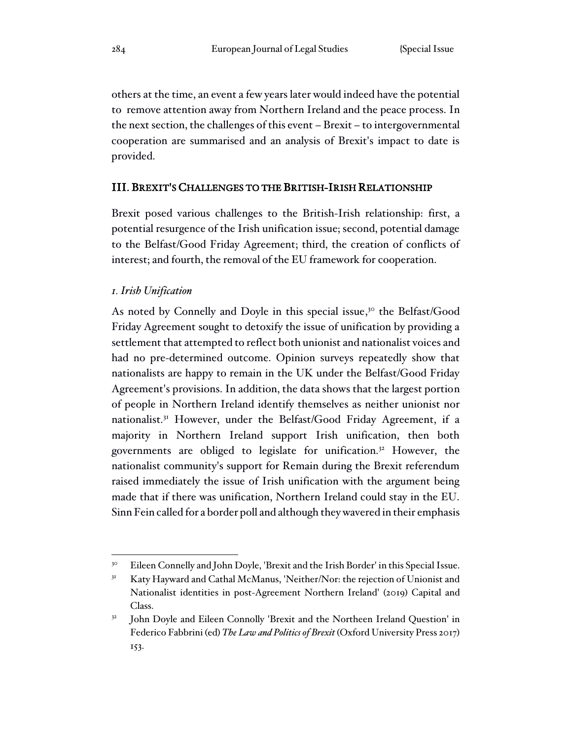others at the time, an event a few years later would indeed have the potential to remove attention away from Northern Ireland and the peace process. In the next section, the challenges of this event – Brexit – to intergovernmental cooperation are summarised and an analysis of Brexit's impact to date is provided.

## III. Brexit's Challenges to the British-Irish Relationship

Brexit posed various challenges to the British-Irish relationship: first, a potential resurgence of the Irish unification issue; second, potential damage to the Belfast/Good Friday Agreement; third, the creation of conflicts of interest; and fourth, the removal of the EU framework for cooperation.

### *1. Irish Unification*

As noted by Connelly and Doyle in this special issue,[30] the Belfast/Good Friday Agreement sought to detoxify the issue of unification by providing a settlement that attempted to reflect both unionist and nationalist voices and had no pre-determined outcome. Opinion surveys repeatedly show that nationalists are happy to remain in the UK under the Belfast/Good Friday Agreement's provisions. In addition, the data shows that the largest portion of people in Northern Ireland identify themselves as neither unionist nor nationalist.[31] However, under the Belfast/Good Friday Agreement, if a majority in Northern Ireland support Irish unification, then both governments are obliged to legislate for unification.[32] However, the nationalist community's support for Remain during the Brexit referendum raised immediately the issue of Irish unification with the argument being made that if there was unification, Northern Ireland could stay in the EU. Sinn Fein called for a border poll and although they wavered in their emphasis

---

[30] Eileen Connelly and John Doyle, 'Brexit and the Irish Border' in this Special Issue.

[31] Katy Hayward and Cathal McManus, 'Neither/Nor: the rejection of Unionist and Nationalist identities in post-Agreement Northern Ireland' (2019) Capital and Class.

[32] John Doyle and Eileen Connolly 'Brexit and the Northeen Ireland Question' in Federico Fabbrini (ed) *The Law and Politics of Brexit* (Oxford University Press 2017) 153.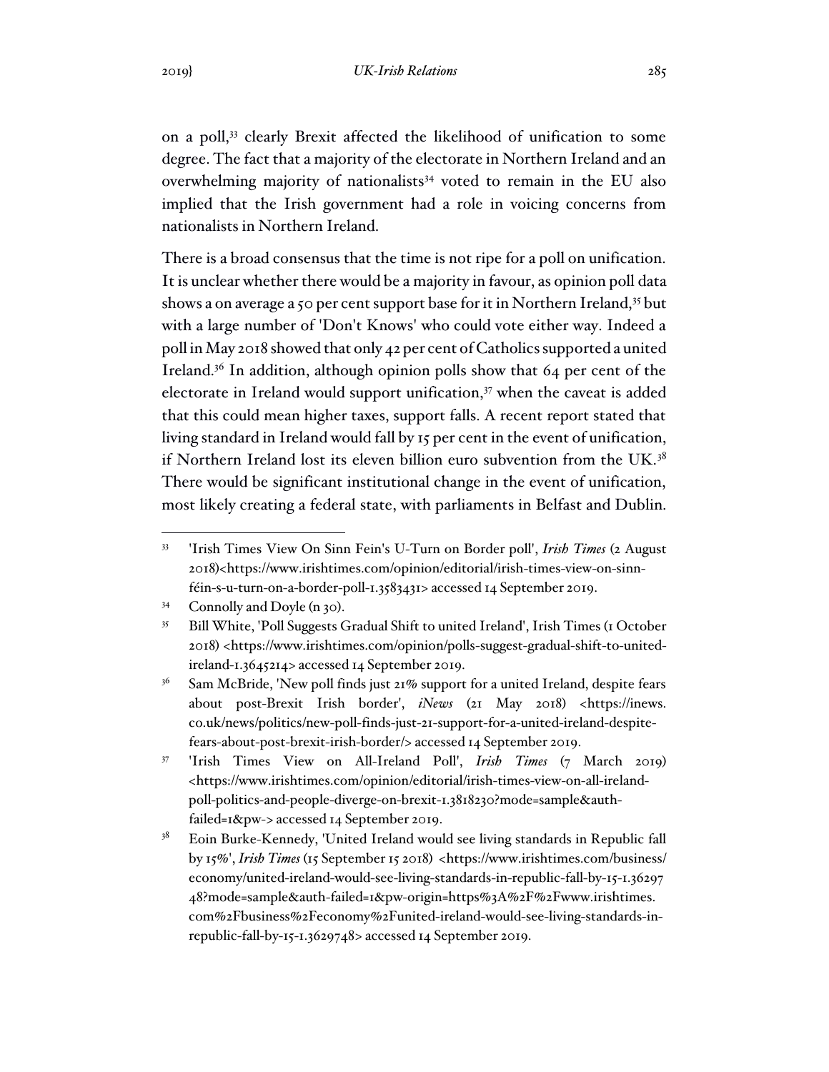on a poll,[33] clearly Brexit affected the likelihood of unification to some degree. The fact that a majority of the electorate in Northern Ireland and an overwhelming majority of nationalists[34] voted to remain in the EU also implied that the Irish government had a role in voicing concerns from nationalists in Northern Ireland.

There is a broad consensus that the time is not ripe for a poll on unification. It is unclear whether there would be a majority in favour, as opinion poll data shows a on average a 50 per cent support base for it in Northern Ireland,[35] but with a large number of 'Don't Knows' who could vote either way. Indeed a poll in May 2018 showed that only 42 per cent of Catholics supported a united Ireland.[36] In addition, although opinion polls show that 64 per cent of the electorate in Ireland would support unification,[37] when the caveat is added that this could mean higher taxes, support falls. A recent report stated that living standard in Ireland would fall by 15 per cent in the event of unification, if Northern Ireland lost its eleven billion euro subvention from the UK.[38] There would be significant institutional change in the event of unification, most likely creating a federal state, with parliaments in Belfast and Dublin.

---

[33] 'Irish Times View On Sinn Fein's U-Turn on Border poll', *Irish Times* (2 August 2018)<https://www.irishtimes.com/opinion/editorial/irish-times-view-on-sinn-féin-s-u-turn-on-a-border-poll-1.3583431> accessed 14 September 2019.

[34] Connolly and Doyle (n 30).

[35] Bill White, 'Poll Suggests Gradual Shift to united Ireland', Irish Times (1 October 2018) <https://www.irishtimes.com/opinion/polls-suggest-gradual-shift-to-united-ireland-1.3645214> accessed 14 September 2019.

[36] Sam McBride, 'New poll finds just 21% support for a united Ireland, despite fears about post-Brexit Irish border', *iNews* (21 May 2018) <https://inews.co.uk/news/politics/new-poll-finds-just-21-support-for-a-united-ireland-despite-fears-about-post-brexit-irish-border/> accessed 14 September 2019.

[37] 'Irish Times View on All-Ireland Poll', *Irish Times* (7 March 2019) <https://www.irishtimes.com/opinion/editorial/irish-times-view-on-all-ireland-poll-politics-and-people-diverge-on-brexit-1.3818230?mode=sample&auth-failed=1&pw-> accessed 14 September 2019.

[38] Eoin Burke-Kennedy, 'United Ireland would see living standards in Republic fall by 15%', *Irish Times* (15 September 15 2018) <https://www.irishtimes.com/business/economy/united-ireland-would-see-living-standards-in-republic-fall-by-15-1.3629748?mode=sample&auth-failed=1&pw-origin=https%3A%2F%2Fwww.irishtimes.com%2Fbusiness%2Feconomy%2Funited-ireland-would-see-living-standards-in-republic-fall-by-15-1.3629748> accessed 14 September 2019.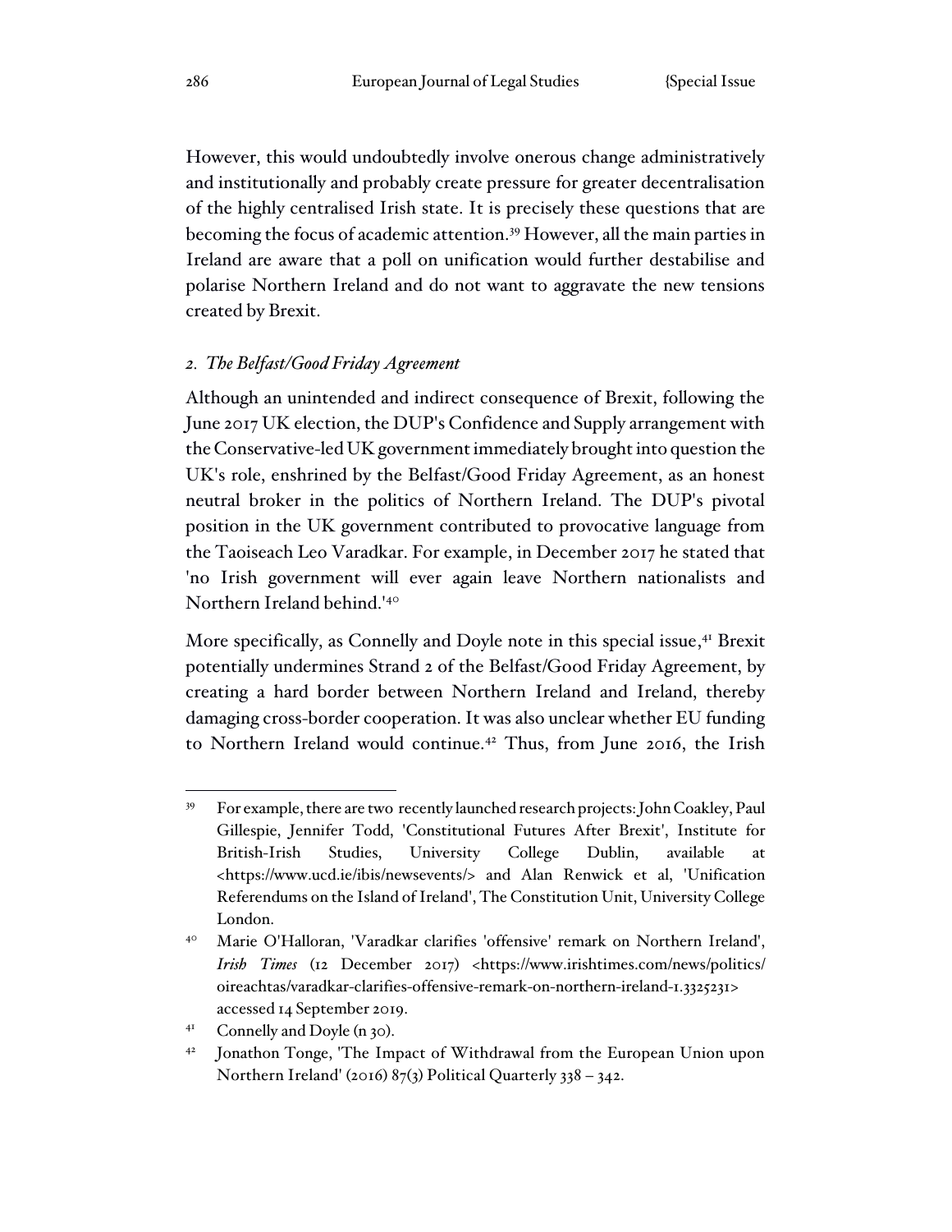However, this would undoubtedly involve onerous change administratively and institutionally and probably create pressure for greater decentralisation of the highly centralised Irish state. It is precisely these questions that are becoming the focus of academic attention.[39] However, all the main parties in Ireland are aware that a poll on unification would further destabilise and polarise Northern Ireland and do not want to aggravate the new tensions created by Brexit.

### *2. The Belfast/Good Friday Agreement*

Although an unintended and indirect consequence of Brexit, following the June 2017 UK election, the DUP's Confidence and Supply arrangement with the Conservative-led UK government immediately brought into question the UK's role, enshrined by the Belfast/Good Friday Agreement, as an honest neutral broker in the politics of Northern Ireland. The DUP's pivotal position in the UK government contributed to provocative language from the Taoiseach Leo Varadkar. For example, in December 2017 he stated that 'no Irish government will ever again leave Northern nationalists and Northern Ireland behind.'[40]

More specifically, as Connelly and Doyle note in this special issue,[41] Brexit potentially undermines Strand 2 of the Belfast/Good Friday Agreement, by creating a hard border between Northern Ireland and Ireland, thereby damaging cross-border cooperation. It was also unclear whether EU funding to Northern Ireland would continue.[42] Thus, from June 2016, the Irish

---

[39] For example, there are two recently launched research projects: John Coakley, Paul Gillespie, Jennifer Todd, 'Constitutional Futures After Brexit', Institute for British-Irish Studies, University College Dublin, available at <https://www.ucd.ie/ibis/newsevents/> and Alan Renwick et al, 'Unification Referendums on the Island of Ireland', The Constitution Unit, University College London.

[40] Marie O'Halloran, 'Varadkar clarifies 'offensive' remark on Northern Ireland', *Irish Times* (12 December 2017) <https://www.irishtimes.com/news/politics/oireachtas/varadkar-clarifies-offensive-remark-on-northern-ireland-1.3325231> accessed 14 September 2019.

[41] Connelly and Doyle (n 30).

[42] Jonathon Tonge, 'The Impact of Withdrawal from the European Union upon Northern Ireland' (2016) 87(3) Political Quarterly 338 – 342.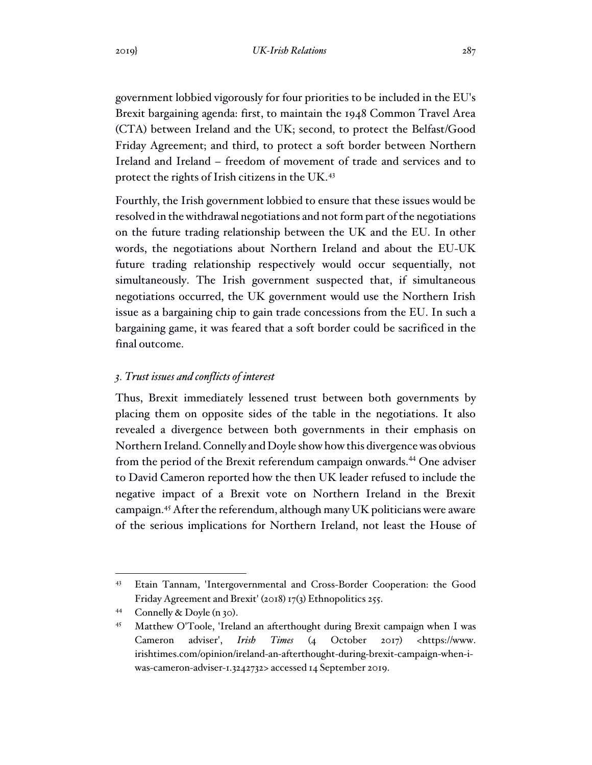government lobbied vigorously for four priorities to be included in the EU's Brexit bargaining agenda: first, to maintain the 1948 Common Travel Area (CTA) between Ireland and the UK; second, to protect the Belfast/Good Friday Agreement; and third, to protect a soft border between Northern Ireland and Ireland – freedom of movement of trade and services and to protect the rights of Irish citizens in the UK.[43]

Fourthly, the Irish government lobbied to ensure that these issues would be resolved in the withdrawal negotiations and not form part of the negotiations on the future trading relationship between the UK and the EU. In other words, the negotiations about Northern Ireland and about the EU-UK future trading relationship respectively would occur sequentially, not simultaneously. The Irish government suspected that, if simultaneous negotiations occurred, the UK government would use the Northern Irish issue as a bargaining chip to gain trade concessions from the EU. In such a bargaining game, it was feared that a soft border could be sacrificed in the final outcome.

### *3. Trust issues and conflicts of interest*

Thus, Brexit immediately lessened trust between both governments by placing them on opposite sides of the table in the negotiations. It also revealed a divergence between both governments in their emphasis on Northern Ireland. Connelly and Doyle show how this divergence was obvious from the period of the Brexit referendum campaign onwards.[44] One adviser to David Cameron reported how the then UK leader refused to include the negative impact of a Brexit vote on Northern Ireland in the Brexit campaign.[45] After the referendum, although many UK politicians were aware of the serious implications for Northern Ireland, not least the House of

---

[43] Etain Tannam, 'Intergovernmental and Cross-Border Cooperation: the Good Friday Agreement and Brexit' (2018) 17(3) Ethnopolitics 255.

[44] Connelly & Doyle (n 30).

[45] Matthew O'Toole, 'Ireland an afterthought during Brexit campaign when I was Cameron adviser', *Irish Times* (4 October 2017) <https://www.irishtimes.com/opinion/ireland-an-afterthought-during-brexit-campaign-when-i-was-cameron-adviser-1.3242732> accessed 14 September 2019.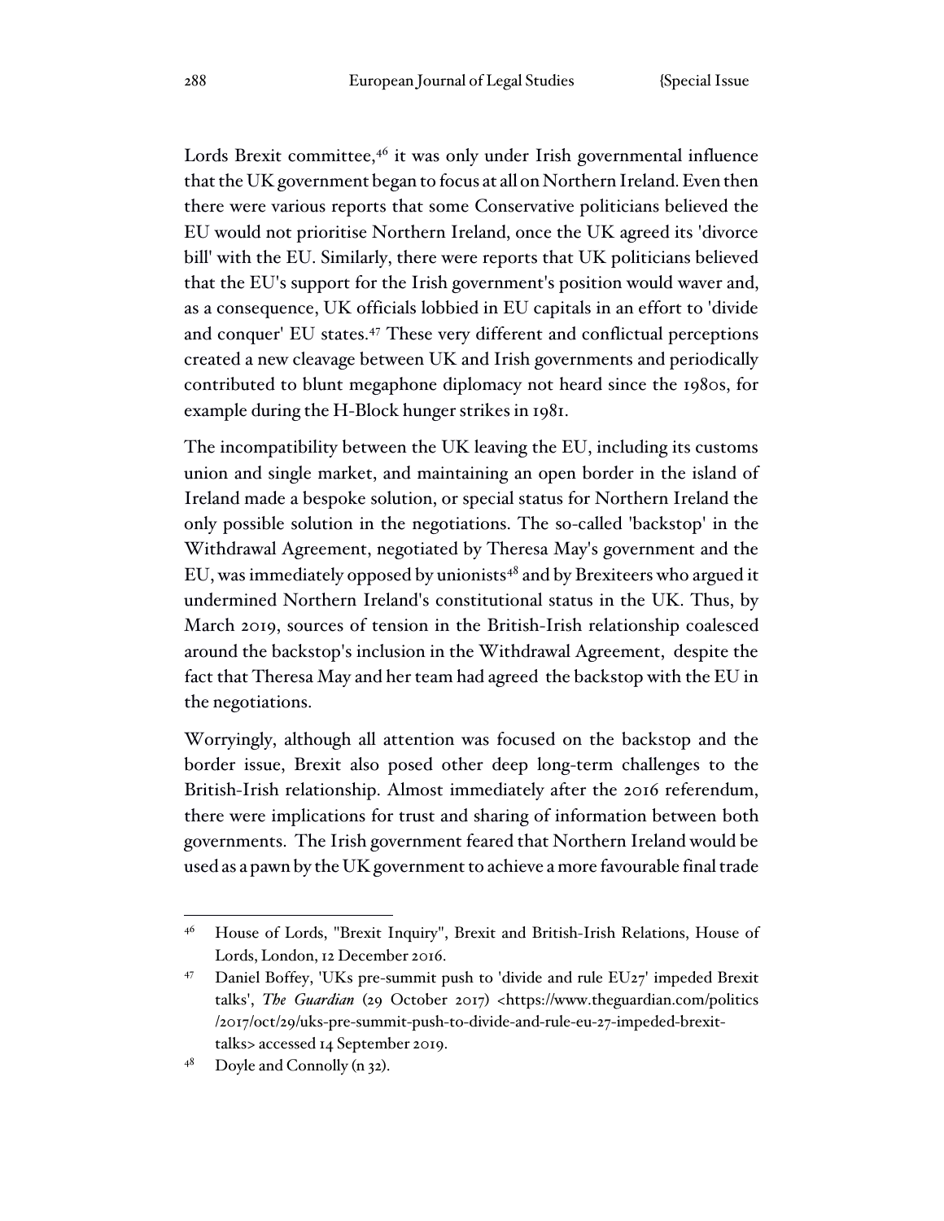Lords Brexit committee,[46] it was only under Irish governmental influence that the UK government began to focus at all on Northern Ireland. Even then there were various reports that some Conservative politicians believed the EU would not prioritise Northern Ireland, once the UK agreed its 'divorce bill' with the EU. Similarly, there were reports that UK politicians believed that the EU's support for the Irish government's position would waver and, as a consequence, UK officials lobbied in EU capitals in an effort to 'divide and conquer' EU states.[47] These very different and conflictual perceptions created a new cleavage between UK and Irish governments and periodically contributed to blunt megaphone diplomacy not heard since the 1980s, for example during the H-Block hunger strikes in 1981.

The incompatibility between the UK leaving the EU, including its customs union and single market, and maintaining an open border in the island of Ireland made a bespoke solution, or special status for Northern Ireland the only possible solution in the negotiations. The so-called 'backstop' in the Withdrawal Agreement, negotiated by Theresa May's government and the EU, was immediately opposed by unionists[48] and by Brexiteers who argued it undermined Northern Ireland's constitutional status in the UK. Thus, by March 2019, sources of tension in the British-Irish relationship coalesced around the backstop's inclusion in the Withdrawal Agreement, despite the fact that Theresa May and her team had agreed the backstop with the EU in the negotiations.

Worryingly, although all attention was focused on the backstop and the border issue, Brexit also posed other deep long-term challenges to the British-Irish relationship. Almost immediately after the 2016 referendum, there were implications for trust and sharing of information between both governments. The Irish government feared that Northern Ireland would be used as a pawn by the UK government to achieve a more favourable final trade

---

[46] House of Lords, "Brexit Inquiry", Brexit and British-Irish Relations, House of Lords, London, 12 December 2016.

[47] Daniel Boffey, 'UKs pre-summit push to 'divide and rule EU27' impeded Brexit talks', *The Guardian* (29 October 2017) <https://www.theguardian.com/politics/2017/oct/29/uks-pre-summit-push-to-divide-and-rule-eu-27-impeded-brexit-talks> accessed 14 September 2019.

[48] Doyle and Connolly (n 32).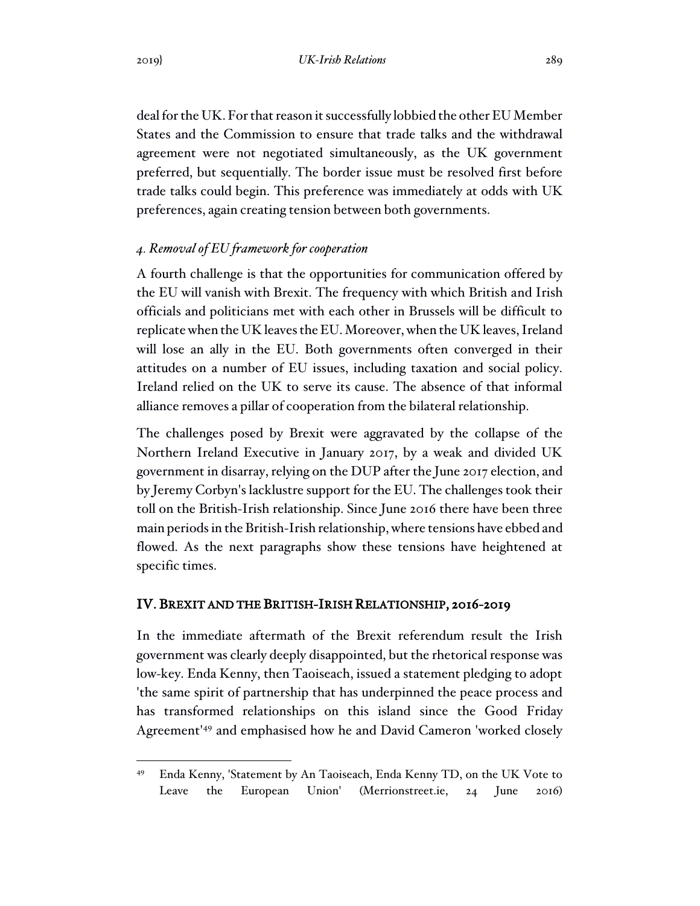deal for the UK. For that reason it successfully lobbied the other EU Member States and the Commission to ensure that trade talks and the withdrawal agreement were not negotiated simultaneously, as the UK government preferred, but sequentially. The border issue must be resolved first before trade talks could begin. This preference was immediately at odds with UK preferences, again creating tension between both governments.

### *4. Removal of EU framework for cooperation*

A fourth challenge is that the opportunities for communication offered by the EU will vanish with Brexit. The frequency with which British and Irish officials and politicians met with each other in Brussels will be difficult to replicate when the UK leaves the EU. Moreover, when the UK leaves, Ireland will lose an ally in the EU. Both governments often converged in their attitudes on a number of EU issues, including taxation and social policy. Ireland relied on the UK to serve its cause. The absence of that informal alliance removes a pillar of cooperation from the bilateral relationship.

The challenges posed by Brexit were aggravated by the collapse of the Northern Ireland Executive in January 2017, by a weak and divided UK government in disarray, relying on the DUP after the June 2017 election, and by Jeremy Corbyn's lacklustre support for the EU. The challenges took their toll on the British-Irish relationship. Since June 2016 there have been three main periods in the British-Irish relationship, where tensions have ebbed and flowed. As the next paragraphs show these tensions have heightened at specific times.

## IV. Brexit and the British-Irish Relationship, 2016-2019

In the immediate aftermath of the Brexit referendum result the Irish government was clearly deeply disappointed, but the rhetorical response was low-key. Enda Kenny, then Taoiseach, issued a statement pledging to adopt 'the same spirit of partnership that has underpinned the peace process and has transformed relationships on this island since the Good Friday Agreement'[49] and emphasised how he and David Cameron 'worked closely

[49] Enda Kenny, 'Statement by An Taoiseach, Enda Kenny TD, on the UK Vote to Leave the European Union' (Merrionstreet.ie, 24 June 2016)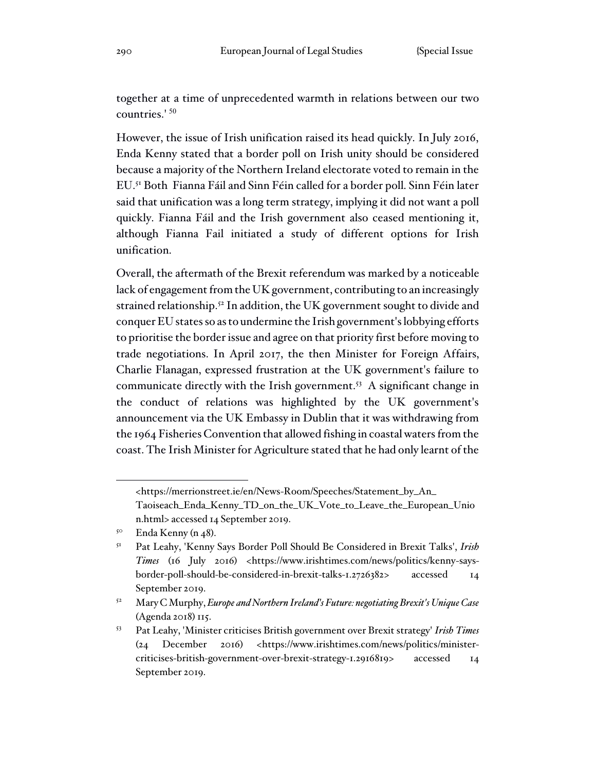together at a time of unprecedented warmth in relations between our two countries.' [50]

However, the issue of Irish unification raised its head quickly. In July 2016, Enda Kenny stated that a border poll on Irish unity should be considered because a majority of the Northern Ireland electorate voted to remain in the EU.[51] Both Fianna Fáil and Sinn Féin called for a border poll. Sinn Féin later said that unification was a long term strategy, implying it did not want a poll quickly. Fianna Fáil and the Irish government also ceased mentioning it, although Fianna Fail initiated a study of different options for Irish unification.

Overall, the aftermath of the Brexit referendum was marked by a noticeable lack of engagement from the UK government, contributing to an increasingly strained relationship.[52] In addition, the UK government sought to divide and conquer EU states so as to undermine the Irish government's lobbying efforts to prioritise the border issue and agree on that priority first before moving to trade negotiations. In April 2017, the then Minister for Foreign Affairs, Charlie Flanagan, expressed frustration at the UK government's failure to communicate directly with the Irish government.[53] A significant change in the conduct of relations was highlighted by the UK government's announcement via the UK Embassy in Dublin that it was withdrawing from the 1964 Fisheries Convention that allowed fishing in coastal waters from the coast. The Irish Minister for Agriculture stated that he had only learnt of the

---

<https://merrionstreet.ie/en/News-Room/Speeches/Statement_by_An_Taoiseach_Enda_Kenny_TD_on_the_UK_Vote_to_Leave_the_European_Union.html> accessed 14 September 2019.

[50] Enda Kenny (n 48).

[51] Pat Leahy, 'Kenny Says Border Poll Should Be Considered in Brexit Talks', *Irish Times* (16 July 2016) <https://www.irishtimes.com/news/politics/kenny-says-border-poll-should-be-considered-in-brexit-talks-1.2726382> accessed 14 September 2019.

[52] Mary C Murphy, *Europe and Northern Ireland's Future: negotiating Brexit's Unique Case* (Agenda 2018) 115.

[53] Pat Leahy, 'Minister criticises British government over Brexit strategy' *Irish Times* (24 December 2016) <https://www.irishtimes.com/news/politics/minister-criticises-british-government-over-brexit-strategy-1.2916819> accessed 14 September 2019.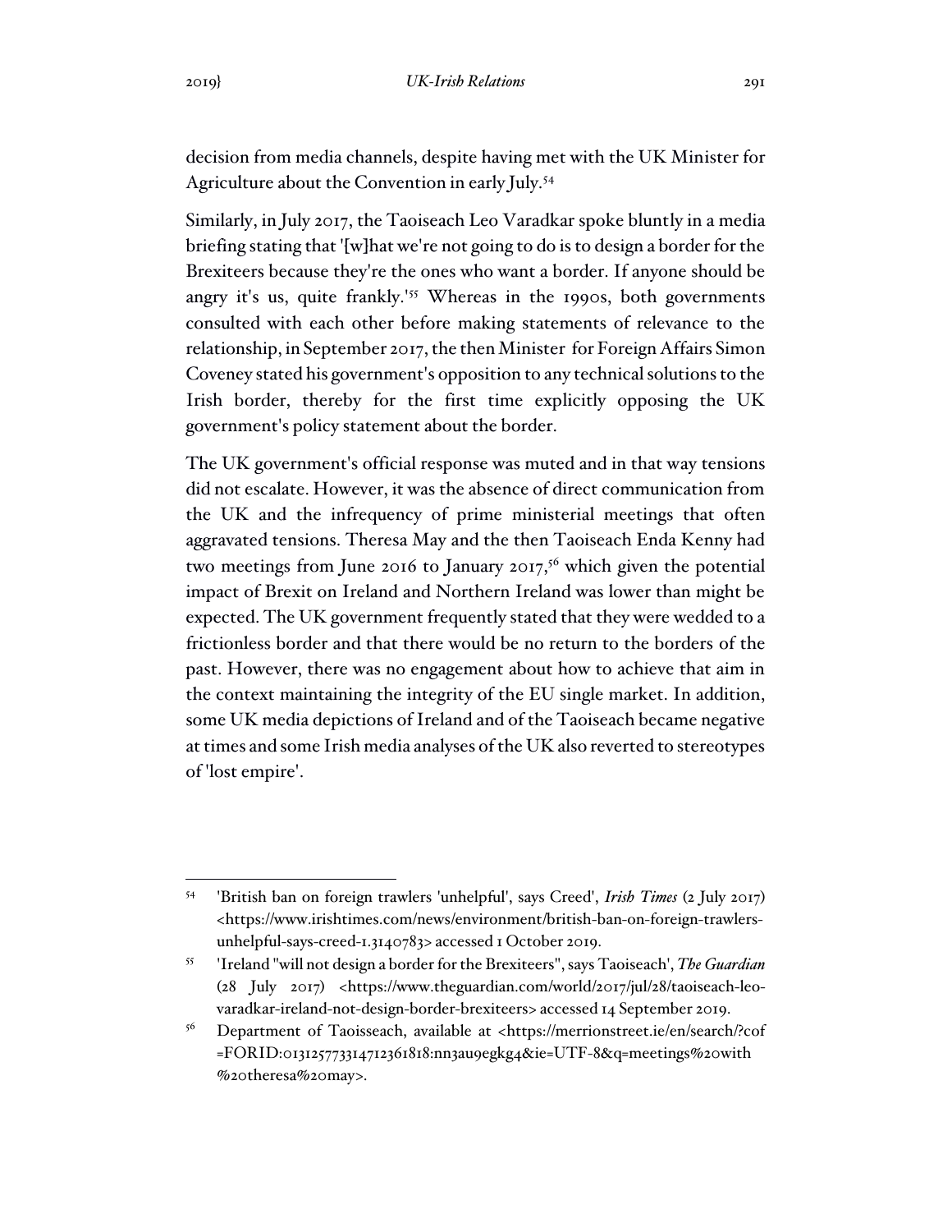decision from media channels, despite having met with the UK Minister for Agriculture about the Convention in early July.[54]

Similarly, in July 2017, the Taoiseach Leo Varadkar spoke bluntly in a media briefing stating that '[w]hat we're not going to do is to design a border for the Brexiteers because they're the ones who want a border. If anyone should be angry it's us, quite frankly.'[55] Whereas in the 1990s, both governments consulted with each other before making statements of relevance to the relationship, in September 2017, the then Minister for Foreign Affairs Simon Coveney stated his government's opposition to any technical solutions to the Irish border, thereby for the first time explicitly opposing the UK government's policy statement about the border.

The UK government's official response was muted and in that way tensions did not escalate. However, it was the absence of direct communication from the UK and the infrequency of prime ministerial meetings that often aggravated tensions. Theresa May and the then Taoiseach Enda Kenny had two meetings from June 2016 to January 2017,[56] which given the potential impact of Brexit on Ireland and Northern Ireland was lower than might be expected. The UK government frequently stated that they were wedded to a frictionless border and that there would be no return to the borders of the past. However, there was no engagement about how to achieve that aim in the context maintaining the integrity of the EU single market. In addition, some UK media depictions of Ireland and of the Taoiseach became negative at times and some Irish media analyses of the UK also reverted to stereotypes of 'lost empire'.

---

[54] 'British ban on foreign trawlers 'unhelpful', says Creed', *Irish Times* (2 July 2017) <https://www.irishtimes.com/news/environment/british-ban-on-foreign-trawlers-unhelpful-says-creed-1.3140783> accessed 1 October 2019.

[55] 'Ireland "will not design a border for the Brexiteers", says Taoiseach', *The Guardian* (28 July 2017) <https://www.theguardian.com/world/2017/jul/28/taoiseach-leo-varadkar-ireland-not-design-border-brexiteers> accessed 14 September 2019.

[56] Department of Taoisseach, available at <https://merrionstreet.ie/en/search/?cof=FORID:013125773314712361818:nn3au9egkg4&ie=UTF-8&q=meetings%20with%20theresa%20may>.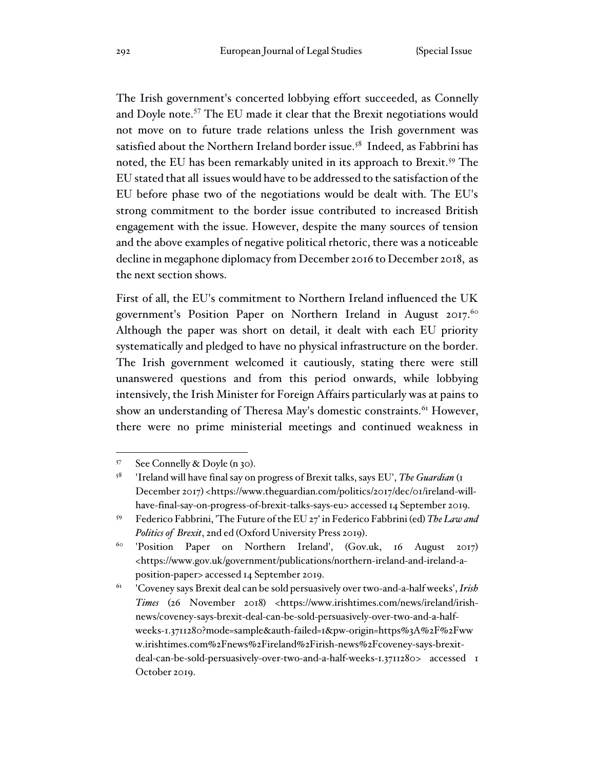The Irish government's concerted lobbying effort succeeded, as Connelly and Doyle note.[57] The EU made it clear that the Brexit negotiations would not move on to future trade relations unless the Irish government was satisfied about the Northern Ireland border issue.[58] Indeed, as Fabbrini has noted, the EU has been remarkably united in its approach to Brexit.[59] The EU stated that all issues would have to be addressed to the satisfaction of the EU before phase two of the negotiations would be dealt with. The EU's strong commitment to the border issue contributed to increased British engagement with the issue. However, despite the many sources of tension and the above examples of negative political rhetoric, there was a noticeable decline in megaphone diplomacy from December 2016 to December 2018, as the next section shows.

First of all, the EU's commitment to Northern Ireland influenced the UK government's Position Paper on Northern Ireland in August 2017.[60] Although the paper was short on detail, it dealt with each EU priority systematically and pledged to have no physical infrastructure on the border. The Irish government welcomed it cautiously, stating there were still unanswered questions and from this period onwards, while lobbying intensively, the Irish Minister for Foreign Affairs particularly was at pains to show an understanding of Theresa May's domestic constraints.[61] However, there were no prime ministerial meetings and continued weakness in

---

[57] See Connelly & Doyle (n 30).

[58] 'Ireland will have final say on progress of Brexit talks, says EU', *The Guardian* (1 December 2017) <https://www.theguardian.com/politics/2017/dec/01/ireland-will-have-final-say-on-progress-of-brexit-talks-says-eu> accessed 14 September 2019.

[59] Federico Fabbrini, 'The Future of the EU 27' in Federico Fabbrini (ed) *The Law and Politics of Brexit*, 2nd ed (Oxford University Press 2019).

[60] 'Position Paper on Northern Ireland', (Gov.uk, 16 August 2017) <https://www.gov.uk/government/publications/northern-ireland-and-ireland-a-position-paper> accessed 14 September 2019.

[61] 'Coveney says Brexit deal can be sold persuasively over two-and-a-half weeks', *Irish Times* (26 November 2018) <https://www.irishtimes.com/news/ireland/irish-news/coveney-says-brexit-deal-can-be-sold-persuasively-over-two-and-a-half-weeks-1.3711280?mode=sample&auth-failed=1&pw-origin=https%3A%2F%2Fwww.irishtimes.com%2Fnews%2Fireland%2Firish-news%2Fcoveney-says-brexit-deal-can-be-sold-persuasively-over-two-and-a-half-weeks-1.3711280> accessed 1 October 2019.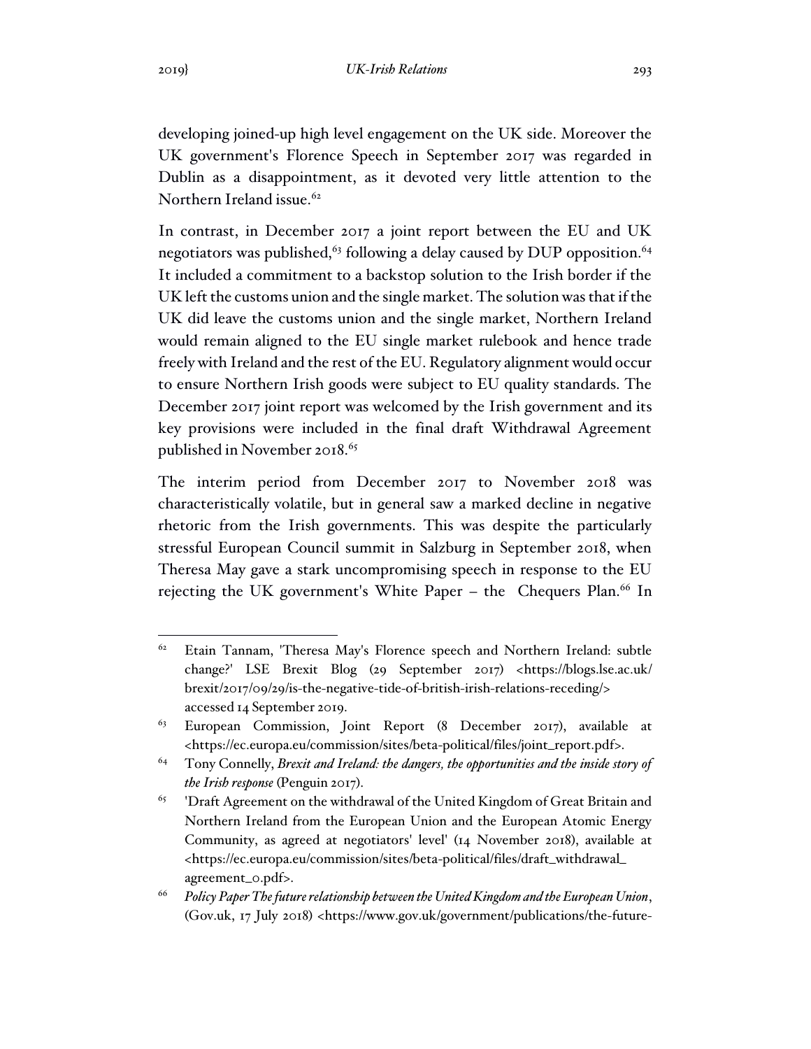developing joined-up high level engagement on the UK side. Moreover the UK government's Florence Speech in September 2017 was regarded in Dublin as a disappointment, as it devoted very little attention to the Northern Ireland issue.[62]

In contrast, in December 2017 a joint report between the EU and UK negotiators was published,[63] following a delay caused by DUP opposition.[64] It included a commitment to a backstop solution to the Irish border if the UK left the customs union and the single market. The solution was that if the UK did leave the customs union and the single market, Northern Ireland would remain aligned to the EU single market rulebook and hence trade freely with Ireland and the rest of the EU. Regulatory alignment would occur to ensure Northern Irish goods were subject to EU quality standards. The December 2017 joint report was welcomed by the Irish government and its key provisions were included in the final draft Withdrawal Agreement published in November 2018.[65]

The interim period from December 2017 to November 2018 was characteristically volatile, but in general saw a marked decline in negative rhetoric from the Irish governments. This was despite the particularly stressful European Council summit in Salzburg in September 2018, when Theresa May gave a stark uncompromising speech in response to the EU rejecting the UK government's White Paper – the Chequers Plan.[66] In

---

[62] Etain Tannam, 'Theresa May's Florence speech and Northern Ireland: subtle change?' LSE Brexit Blog (29 September 2017) <https://blogs.lse.ac.uk/brexit/2017/09/29/is-the-negative-tide-of-british-irish-relations-receding/> accessed 14 September 2019.

[63] European Commission, Joint Report (8 December 2017), available at <https://ec.europa.eu/commission/sites/beta-political/files/joint_report.pdf>.

[64] Tony Connelly, ***Brexit and Ireland: the dangers, the opportunities and the inside story of the Irish response*** (Penguin 2017).

[65] 'Draft Agreement on the withdrawal of the United Kingdom of Great Britain and Northern Ireland from the European Union and the European Atomic Energy Community, as agreed at negotiators' level' (14 November 2018), available at <https://ec.europa.eu/commission/sites/beta-political/files/draft_withdrawal_agreement_0.pdf>.

[66] ***Policy Paper The future relationship between the United Kingdom and the European Union***, (Gov.uk, 17 July 2018) <https://www.gov.uk/government/publications/the-future-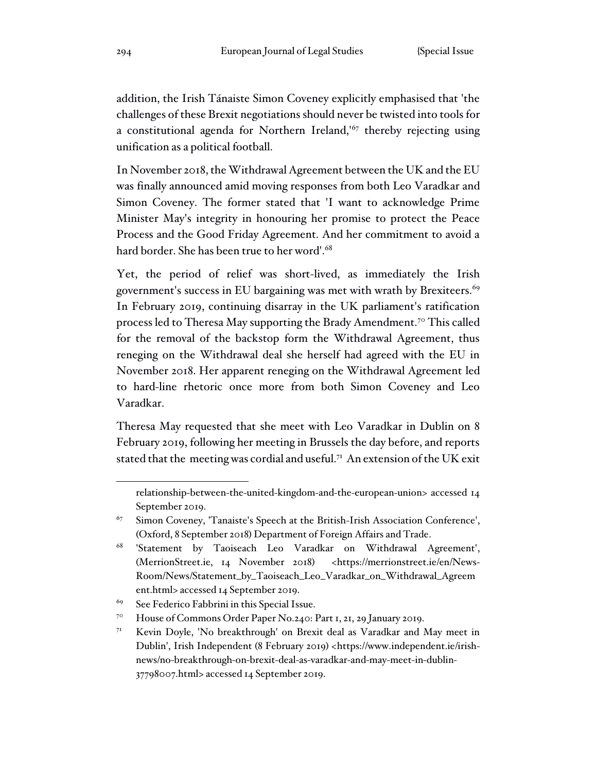addition, the Irish Tánaiste Simon Coveney explicitly emphasised that 'the challenges of these Brexit negotiations should never be twisted into tools for a constitutional agenda for Northern Ireland,'[67] thereby rejecting using unification as a political football.

In November 2018, the Withdrawal Agreement between the UK and the EU was finally announced amid moving responses from both Leo Varadkar and Simon Coveney. The former stated that 'I want to acknowledge Prime Minister May's integrity in honouring her promise to protect the Peace Process and the Good Friday Agreement. And her commitment to avoid a hard border. She has been true to her word'.[68]

Yet, the period of relief was short-lived, as immediately the Irish government's success in EU bargaining was met with wrath by Brexiteers.[69] In February 2019, continuing disarray in the UK parliament's ratification process led to Theresa May supporting the Brady Amendment.[70] This called for the removal of the backstop form the Withdrawal Agreement, thus reneging on the Withdrawal deal she herself had agreed with the EU in November 2018. Her apparent reneging on the Withdrawal Agreement led to hard-line rhetoric once more from both Simon Coveney and Leo Varadkar.

Theresa May requested that she meet with Leo Varadkar in Dublin on 8 February 2019, following her meeting in Brussels the day before, and reports stated that the meeting was cordial and useful.[71] An extension of the UK exit

---

relationship-between-the-united-kingdom-and-the-european-union> accessed 14 September 2019.

[67] Simon Coveney, 'Tanaiste's Speech at the British-Irish Association Conference', (Oxford, 8 September 2018) Department of Foreign Affairs and Trade.

[68] 'Statement by Taoiseach Leo Varadkar on Withdrawal Agreement', (MerrionStreet.ie, 14 November 2018) <https://merrionstreet.ie/en/News-Room/News/Statement_by_Taoiseach_Leo_Varadkar_on_Withdrawal_Agreement.html> accessed 14 September 2019.

[69] See Federico Fabbrini in this Special Issue.

[70] House of Commons Order Paper No.240: Part 1, 21, 29 January 2019.

[71] Kevin Doyle, 'No breakthrough' on Brexit deal as Varadkar and May meet in Dublin', Irish Independent (8 February 2019) <https://www.independent.ie/irish-news/no-breakthrough-on-brexit-deal-as-varadkar-and-may-meet-in-dublin-37798007.html> accessed 14 September 2019.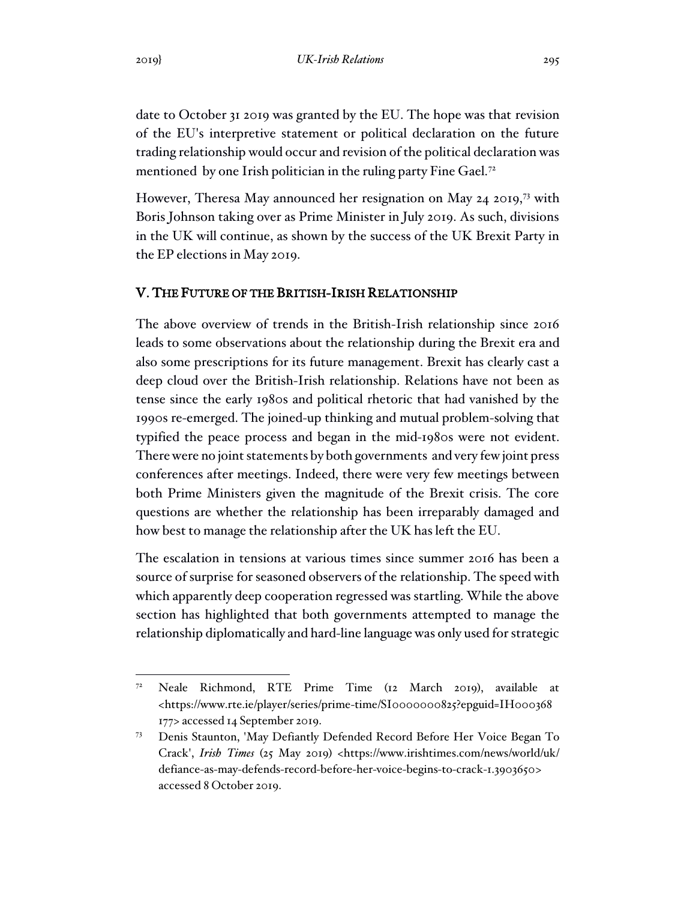date to October 31 2019 was granted by the EU. The hope was that revision of the EU's interpretive statement or political declaration on the future trading relationship would occur and revision of the political declaration was mentioned by one Irish politician in the ruling party Fine Gael.[72]

However, Theresa May announced her resignation on May 24 2019,[73] with Boris Johnson taking over as Prime Minister in July 2019. As such, divisions in the UK will continue, as shown by the success of the UK Brexit Party in the EP elections in May 2019.

## V. The Future of the British-Irish Relationship

The above overview of trends in the British-Irish relationship since 2016 leads to some observations about the relationship during the Brexit era and also some prescriptions for its future management. Brexit has clearly cast a deep cloud over the British-Irish relationship. Relations have not been as tense since the early 1980s and political rhetoric that had vanished by the 1990s re-emerged. The joined-up thinking and mutual problem-solving that typified the peace process and began in the mid-1980s were not evident. There were no joint statements by both governments and very few joint press conferences after meetings. Indeed, there were very few meetings between both Prime Ministers given the magnitude of the Brexit crisis. The core questions are whether the relationship has been irreparably damaged and how best to manage the relationship after the UK has left the EU.

The escalation in tensions at various times since summer 2016 has been a source of surprise for seasoned observers of the relationship. The speed with which apparently deep cooperation regressed was startling. While the above section has highlighted that both governments attempted to manage the relationship diplomatically and hard-line language was only used for strategic

---

[72] Neale Richmond, RTE Prime Time (12 March 2019), available at <https://www.rte.ie/player/series/prime-time/SI0000000825?epguid=IH000368177> accessed 14 September 2019.

[73] Denis Staunton, 'May Defiantly Defended Record Before Her Voice Began To Crack', *Irish Times* (25 May 2019) <https://www.irishtimes.com/news/world/uk/defiance-as-may-defends-record-before-her-voice-begins-to-crack-1.3903650> accessed 8 October 2019.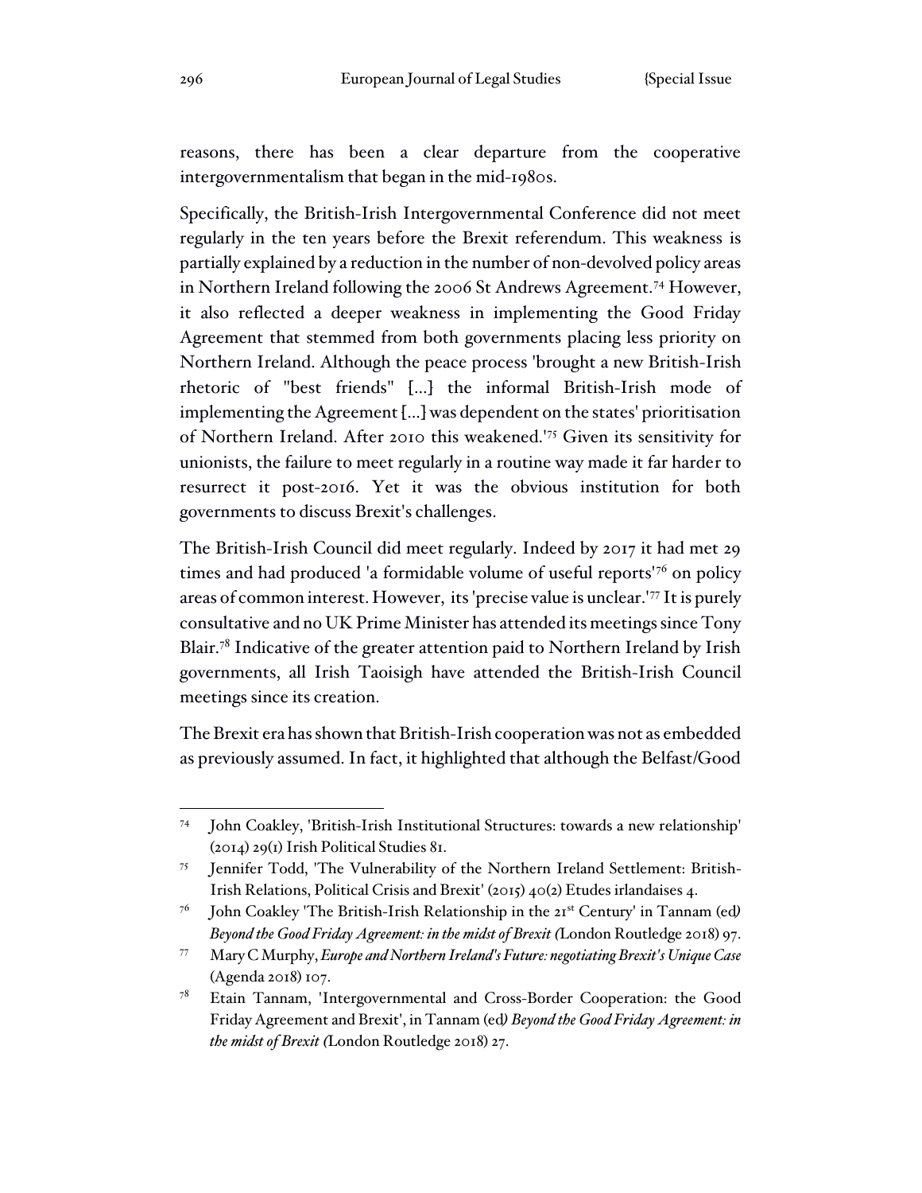reasons, there has been a clear departure from the cooperative intergovernmentalism that began in the mid-1980s.

Specifically, the British-Irish Intergovernmental Conference did not meet regularly in the ten years before the Brexit referendum. This weakness is partially explained by a reduction in the number of non-devolved policy areas in Northern Ireland following the 2006 St Andrews Agreement.[74] However, it also reflected a deeper weakness in implementing the Good Friday Agreement that stemmed from both governments placing less priority on Northern Ireland. Although the peace process 'brought a new British-Irish rhetoric of "best friends" [...] the informal British-Irish mode of implementing the Agreement [...] was dependent on the states' prioritisation of Northern Ireland. After 2010 this weakened.'[75] Given its sensitivity for unionists, the failure to meet regularly in a routine way made it far harder to resurrect it post-2016. Yet it was the obvious institution for both governments to discuss Brexit's challenges.

The British-Irish Council did meet regularly. Indeed by 2017 it had met 29 times and had produced 'a formidable volume of useful reports'[76] on policy areas of common interest. However, its 'precise value is unclear.'[77] It is purely consultative and no UK Prime Minister has attended its meetings since Tony Blair.[78] Indicative of the greater attention paid to Northern Ireland by Irish governments, all Irish Taoisigh have attended the British-Irish Council meetings since its creation.

The Brexit era has shown that British-Irish cooperation was not as embedded as previously assumed. In fact, it highlighted that although the Belfast/Good

---

[74] John Coakley, 'British-Irish Institutional Structures: towards a new relationship' (2014) 29(1) Irish Political Studies 81.

[75] Jennifer Todd, 'The Vulnerability of the Northern Ireland Settlement: British-Irish Relations, Political Crisis and Brexit' (2015) 40(2) Etudes irlandaises 4.

[76] John Coakley 'The British-Irish Relationship in the 21st Century' in Tannam (ed) *Beyond the Good Friday Agreement: in the midst of Brexit* (London Routledge 2018) 97.

[77] Mary C Murphy, *Europe and Northern Ireland's Future: negotiating Brexit's Unique Case* (Agenda 2018) 107.

[78] Etain Tannam, 'Intergovernmental and Cross-Border Cooperation: the Good Friday Agreement and Brexit', in Tannam (ed) *Beyond the Good Friday Agreement: in the midst of Brexit* (London Routledge 2018) 27.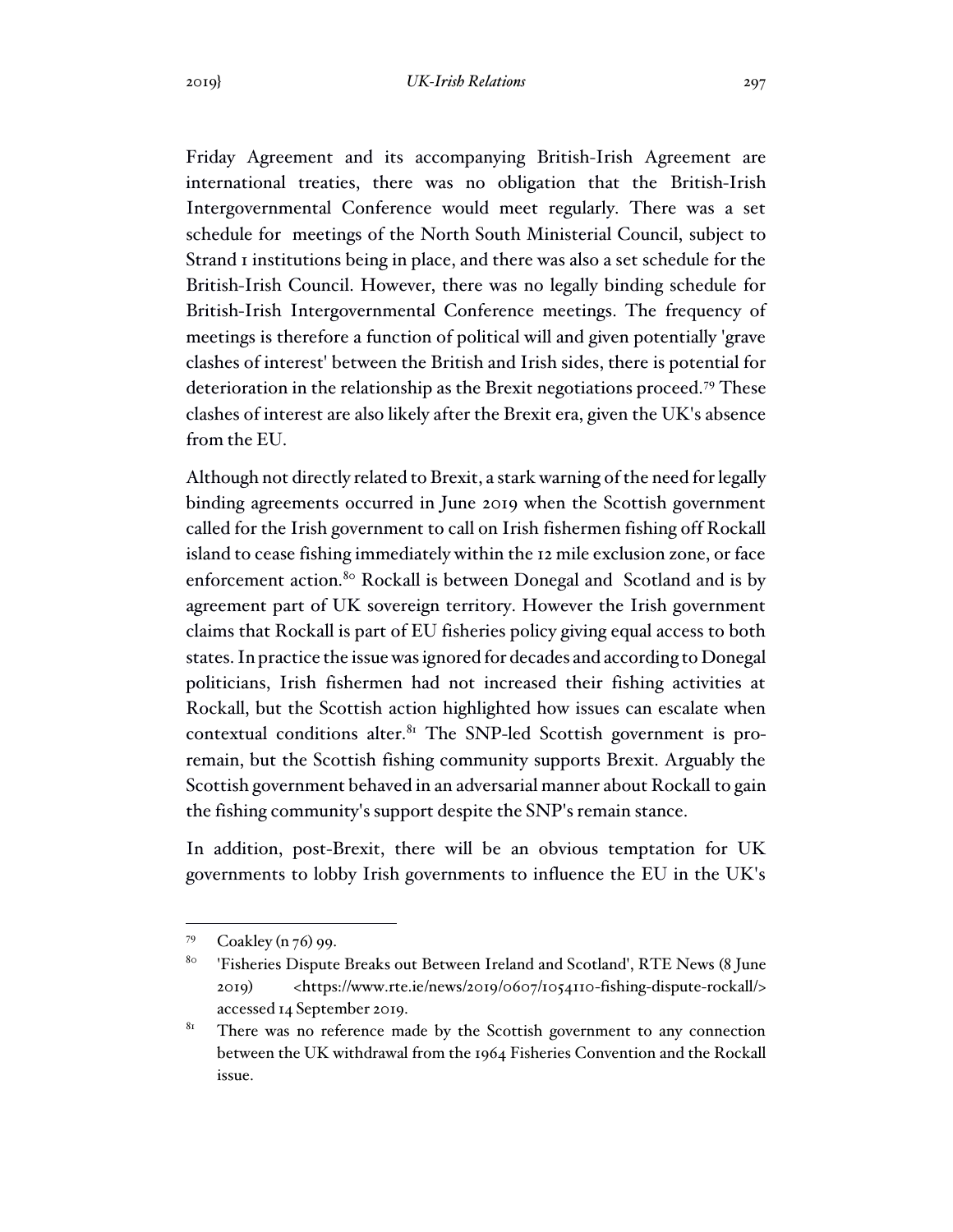Friday Agreement and its accompanying British-Irish Agreement are international treaties, there was no obligation that the British-Irish Intergovernmental Conference would meet regularly. There was a set schedule for meetings of the North South Ministerial Council, subject to Strand 1 institutions being in place, and there was also a set schedule for the British-Irish Council. However, there was no legally binding schedule for British-Irish Intergovernmental Conference meetings. The frequency of meetings is therefore a function of political will and given potentially 'grave clashes of interest' between the British and Irish sides, there is potential for deterioration in the relationship as the Brexit negotiations proceed.[79] These clashes of interest are also likely after the Brexit era, given the UK's absence from the EU.

Although not directly related to Brexit, a stark warning of the need for legally binding agreements occurred in June 2019 when the Scottish government called for the Irish government to call on Irish fishermen fishing off Rockall island to cease fishing immediately within the 12 mile exclusion zone, or face enforcement action.[80] Rockall is between Donegal and Scotland and is by agreement part of UK sovereign territory. However the Irish government claims that Rockall is part of EU fisheries policy giving equal access to both states. In practice the issue was ignored for decades and according to Donegal politicians, Irish fishermen had not increased their fishing activities at Rockall, but the Scottish action highlighted how issues can escalate when contextual conditions alter.[81] The SNP-led Scottish government is pro-remain, but the Scottish fishing community supports Brexit. Arguably the Scottish government behaved in an adversarial manner about Rockall to gain the fishing community's support despite the SNP's remain stance.

In addition, post-Brexit, there will be an obvious temptation for UK governments to lobby Irish governments to influence the EU in the UK's

---

[79] Coakley (n 76) 99.

[80] 'Fisheries Dispute Breaks out Between Ireland and Scotland', RTE News (8 June 2019) <https://www.rte.ie/news/2019/0607/1054110-fishing-dispute-rockall/> accessed 14 September 2019.

[81] There was no reference made by the Scottish government to any connection between the UK withdrawal from the 1964 Fisheries Convention and the Rockall issue.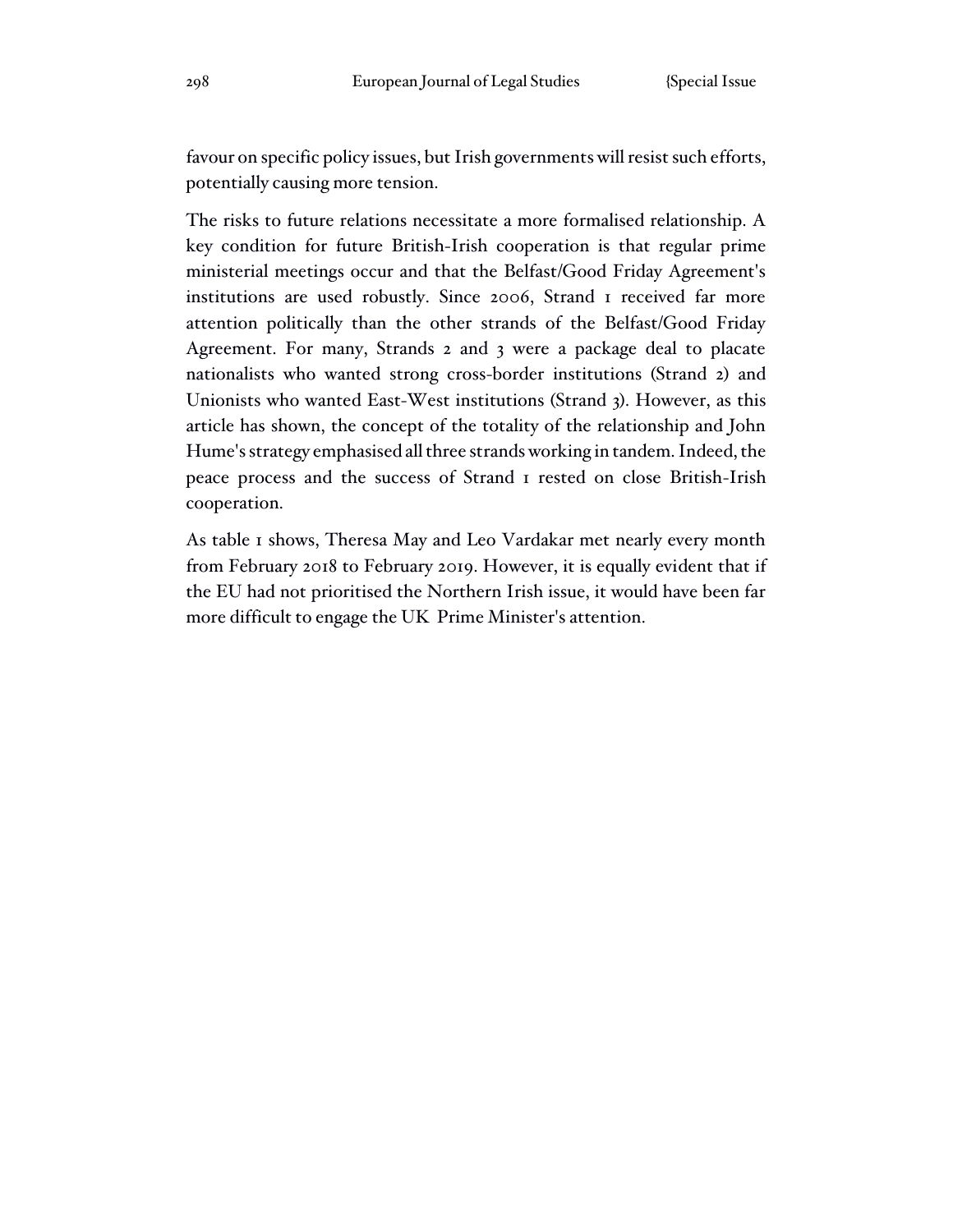favour on specific policy issues, but Irish governments will resist such efforts, potentially causing more tension.

The risks to future relations necessitate a more formalised relationship. A key condition for future British-Irish cooperation is that regular prime ministerial meetings occur and that the Belfast/Good Friday Agreement's institutions are used robustly. Since 2006, Strand 1 received far more attention politically than the other strands of the Belfast/Good Friday Agreement. For many, Strands 2 and 3 were a package deal to placate nationalists who wanted strong cross-border institutions (Strand 2) and Unionists who wanted East-West institutions (Strand 3). However, as this article has shown, the concept of the totality of the relationship and John Hume's strategy emphasised all three strands working in tandem. Indeed, the peace process and the success of Strand 1 rested on close British-Irish cooperation.

As table 1 shows, Theresa May and Leo Vardakar met nearly every month from February 2018 to February 2019. However, it is equally evident that if the EU had not prioritised the Northern Irish issue, it would have been far more difficult to engage the UK Prime Minister's attention.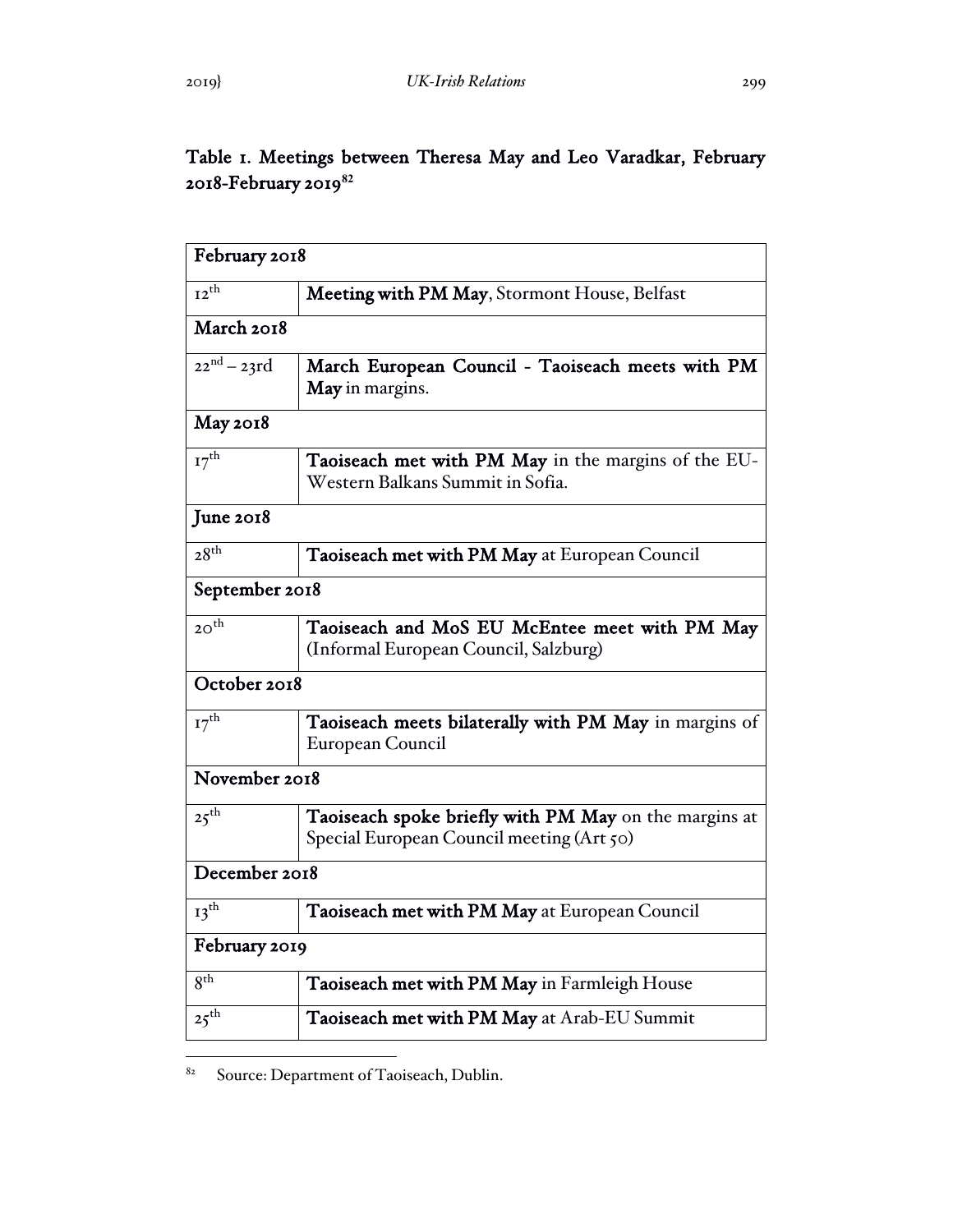**Table 1. Meetings between Theresa May and Leo Varadkar, February 2018-February 2019**[82]

| | |
|---|---|
| **February 2018** | |
| 12th | **Meeting with PM May**, Stormont House, Belfast |
| **March 2018** | |
| 22nd – 23rd | **March European Council - Taoiseach meets with PM May** in margins. |
| **May 2018** | |
| 17th | **Taoiseach met with PM May** in the margins of the EU-Western Balkans Summit in Sofia. |
| **June 2018** | |
| 28th | **Taoiseach met with PM May** at European Council |
| **September 2018** | |
| 20th | **Taoiseach and MoS EU McEntee meet with PM May** (Informal European Council, Salzburg) |
| **October 2018** | |
| 17th | **Taoiseach meets bilaterally with PM May** in margins of European Council |
| **November 2018** | |
| 25th | **Taoiseach spoke briefly with PM May** on the margins at Special European Council meeting (Art 50) |
| **December 2018** | |
| 13th | **Taoiseach met with PM May** at European Council |
| **February 2019** | |
| 8th | **Taoiseach met with PM May** in Farmleigh House |
| 25th | **Taoiseach met with PM May** at Arab-EU Summit |

[82] Source: Department of Taoiseach, Dublin.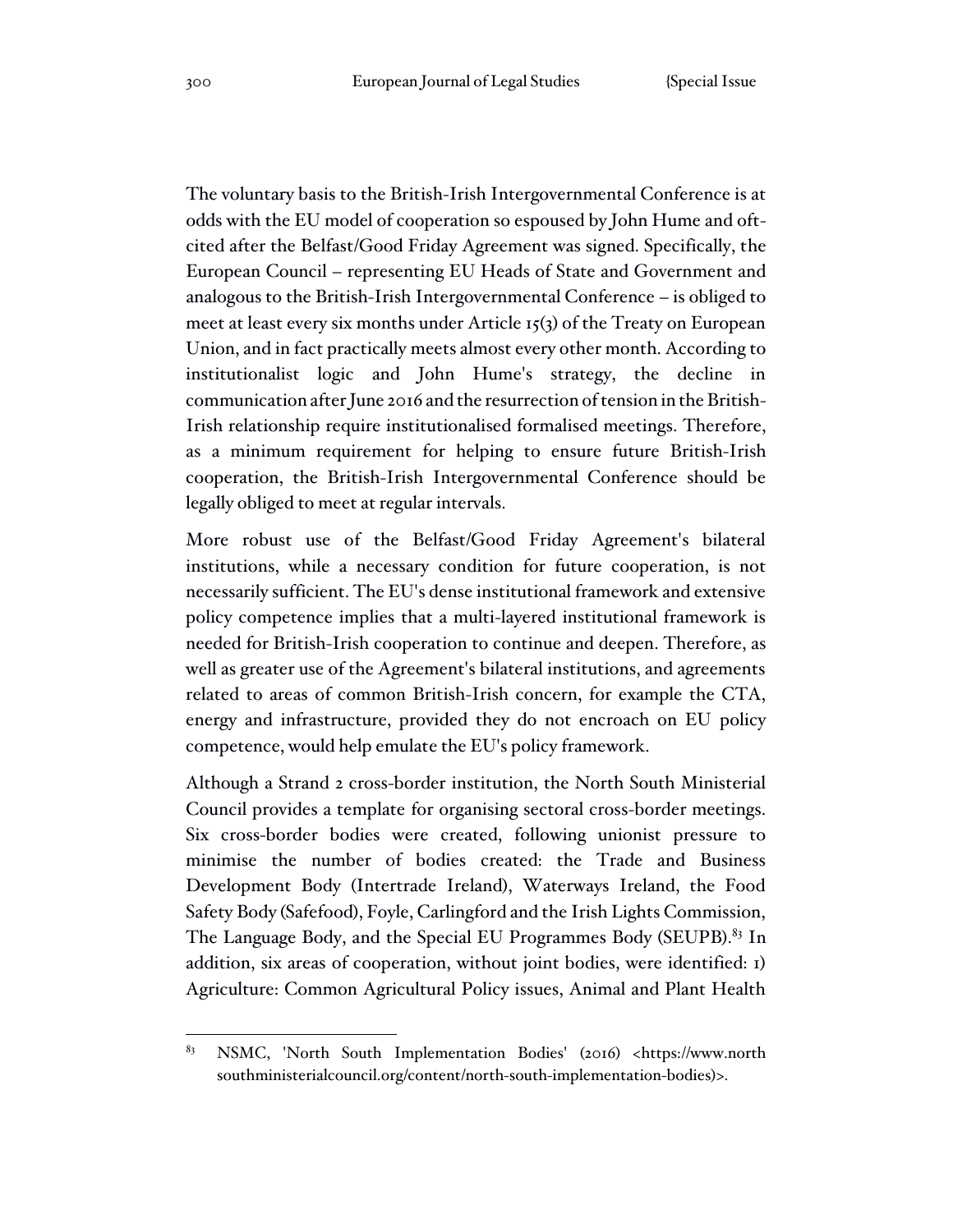The voluntary basis to the British-Irish Intergovernmental Conference is at odds with the EU model of cooperation so espoused by John Hume and oft-cited after the Belfast/Good Friday Agreement was signed. Specifically, the European Council – representing EU Heads of State and Government and analogous to the British-Irish Intergovernmental Conference – is obliged to meet at least every six months under Article 15(3) of the Treaty on European Union, and in fact practically meets almost every other month. According to institutionalist logic and John Hume's strategy, the decline in communication after June 2016 and the resurrection of tension in the British-Irish relationship require institutionalised formalised meetings. Therefore, as a minimum requirement for helping to ensure future British-Irish cooperation, the British-Irish Intergovernmental Conference should be legally obliged to meet at regular intervals.

More robust use of the Belfast/Good Friday Agreement's bilateral institutions, while a necessary condition for future cooperation, is not necessarily sufficient. The EU's dense institutional framework and extensive policy competence implies that a multi-layered institutional framework is needed for British-Irish cooperation to continue and deepen. Therefore, as well as greater use of the Agreement's bilateral institutions, and agreements related to areas of common British-Irish concern, for example the CTA, energy and infrastructure, provided they do not encroach on EU policy competence, would help emulate the EU's policy framework.

Although a Strand 2 cross-border institution, the North South Ministerial Council provides a template for organising sectoral cross-border meetings. Six cross-border bodies were created, following unionist pressure to minimise the number of bodies created: the Trade and Business Development Body (Intertrade Ireland), Waterways Ireland, the Food Safety Body (Safefood), Foyle, Carlingford and the Irish Lights Commission, The Language Body, and the Special EU Programmes Body (SEUPB).[83] In addition, six areas of cooperation, without joint bodies, were identified: 1) Agriculture: Common Agricultural Policy issues, Animal and Plant Health

---

[83] NSMC, 'North South Implementation Bodies' (2016) <https://www.northsouthministerialcouncil.org/content/north-south-implementation-bodies)>.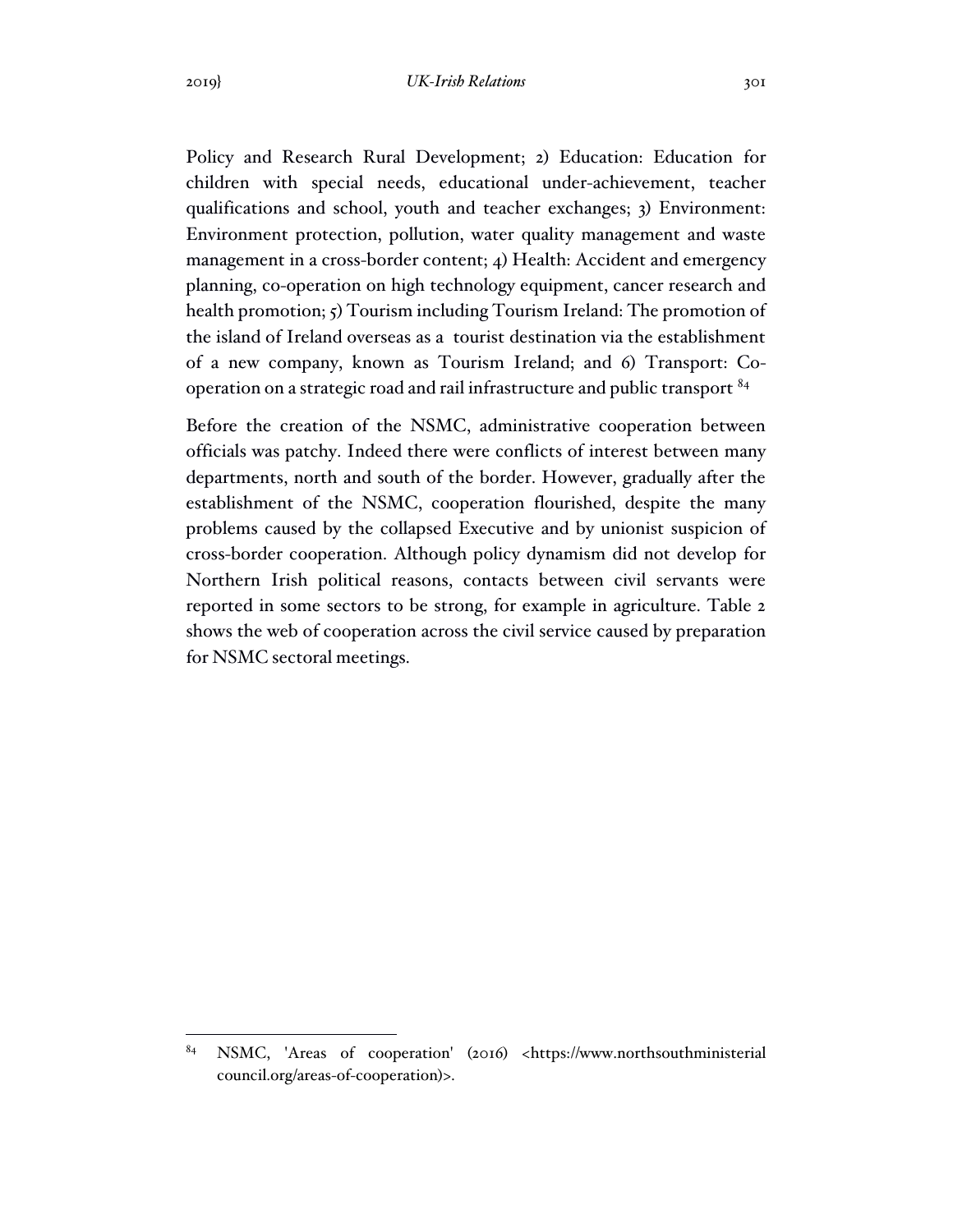Policy and Research Rural Development; 2) Education: Education for children with special needs, educational under-achievement, teacher qualifications and school, youth and teacher exchanges; 3) Environment: Environment protection, pollution, water quality management and waste management in a cross-border content; 4) Health: Accident and emergency planning, co-operation on high technology equipment, cancer research and health promotion; 5) Tourism including Tourism Ireland: The promotion of the island of Ireland overseas as a tourist destination via the establishment of a new company, known as Tourism Ireland; and 6) Transport: Co-operation on a strategic road and rail infrastructure and public transport [84]

Before the creation of the NSMC, administrative cooperation between officials was patchy. Indeed there were conflicts of interest between many departments, north and south of the border. However, gradually after the establishment of the NSMC, cooperation flourished, despite the many problems caused by the collapsed Executive and by unionist suspicion of cross-border cooperation. Although policy dynamism did not develop for Northern Irish political reasons, contacts between civil servants were reported in some sectors to be strong, for example in agriculture. Table 2 shows the web of cooperation across the civil service caused by preparation for NSMC sectoral meetings.

[84] NSMC, 'Areas of cooperation' (2016) <https://www.northsouthministerialcouncil.org/areas-of-cooperation)>.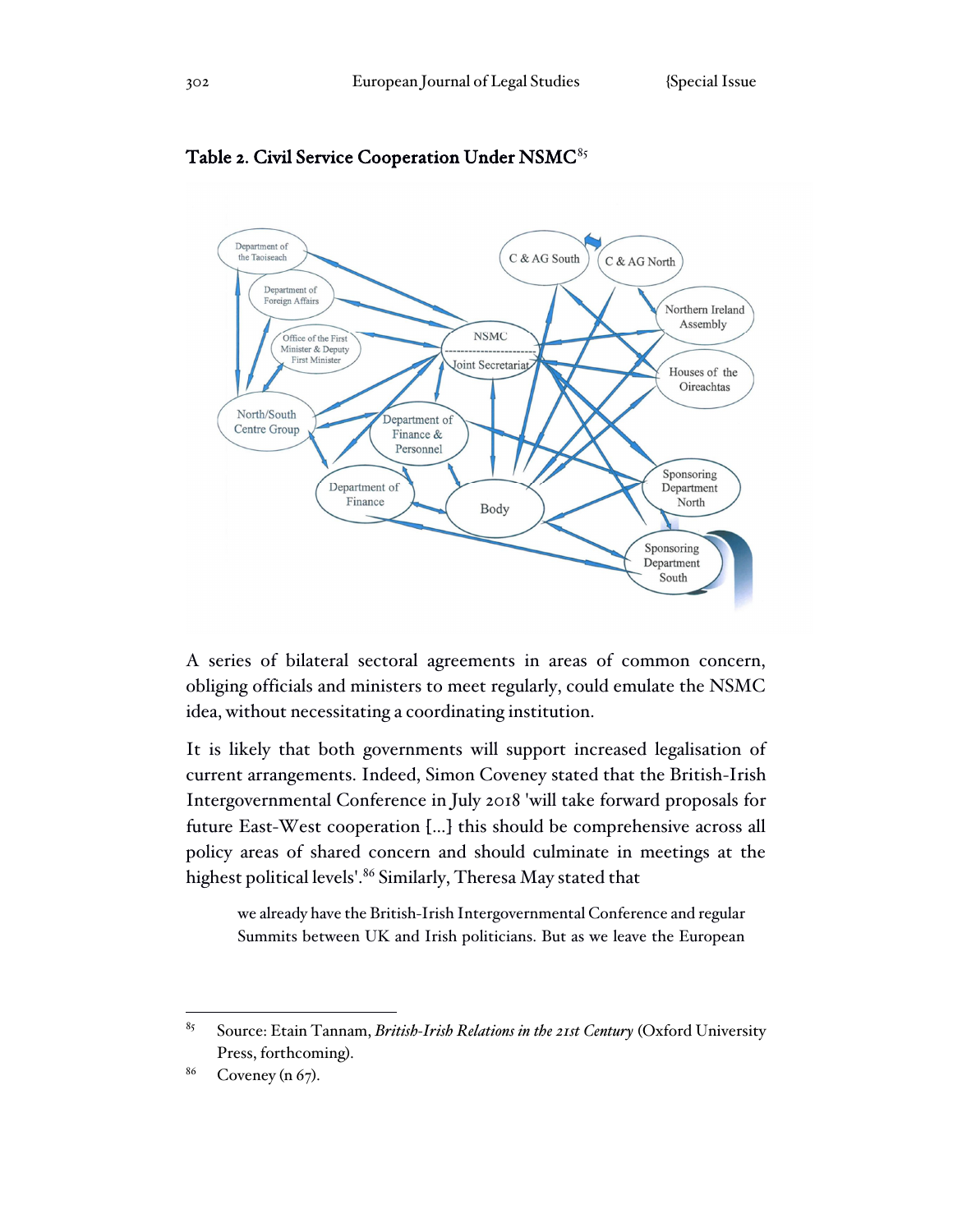### Table 2. Civil Service Cooperation Under NSMC[85]

Department of the Taoiseach

Department of Foreign Affairs

Office of the First Minister & Deputy First Minister

North/South Centre Group

NSMC

Joint Secretariat

C & AG South

C & AG North

Northern Ireland Assembly

Houses of the Oireachtas

Department of Finance & Personnel

Department of Finance

Body

Sponsoring Department North

Sponsoring Department South

A series of bilateral sectoral agreements in areas of common concern, obliging officials and ministers to meet regularly, could emulate the NSMC idea, without necessitating a coordinating institution.

It is likely that both governments will support increased legalisation of current arrangements. Indeed, Simon Coveney stated that the British-Irish Intergovernmental Conference in July 2018 'will take forward proposals for future East-West cooperation [...] this should be comprehensive across all policy areas of shared concern and should culminate in meetings at the highest political levels'.[86] Similarly, Theresa May stated that

> we already have the British-Irish Intergovernmental Conference and regular Summits between UK and Irish politicians. But as we leave the European

---

[85] Source: Etain Tannam, *British-Irish Relations in the 21st Century* (Oxford University Press, forthcoming).

[86] Coveney (n 67).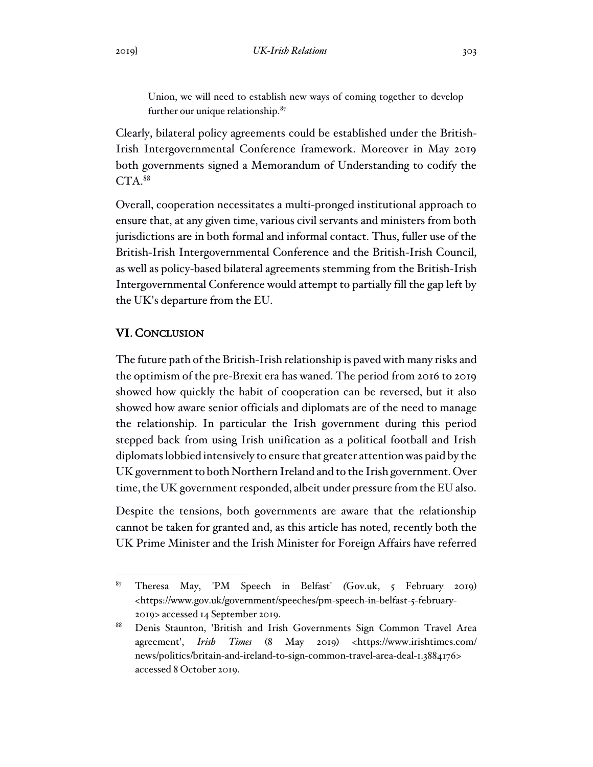> Union, we will need to establish new ways of coming together to develop further our unique relationship.[87]

Clearly, bilateral policy agreements could be established under the British-Irish Intergovernmental Conference framework. Moreover in May 2019 both governments signed a Memorandum of Understanding to codify the CTA.[88]

Overall, cooperation necessitates a multi-pronged institutional approach to ensure that, at any given time, various civil servants and ministers from both jurisdictions are in both formal and informal contact. Thus, fuller use of the British-Irish Intergovernmental Conference and the British-Irish Council, as well as policy-based bilateral agreements stemming from the British-Irish Intergovernmental Conference would attempt to partially fill the gap left by the UK's departure from the EU.

## VI. Conclusion

The future path of the British-Irish relationship is paved with many risks and the optimism of the pre-Brexit era has waned. The period from 2016 to 2019 showed how quickly the habit of cooperation can be reversed, but it also showed how aware senior officials and diplomats are of the need to manage the relationship. In particular the Irish government during this period stepped back from using Irish unification as a political football and Irish diplomats lobbied intensively to ensure that greater attention was paid by the UK government to both Northern Ireland and to the Irish government. Over time, the UK government responded, albeit under pressure from the EU also.

Despite the tensions, both governments are aware that the relationship cannot be taken for granted and, as this article has noted, recently both the UK Prime Minister and the Irish Minister for Foreign Affairs have referred

---

[87] Theresa May, 'PM Speech in Belfast' (Gov.uk, 5 February 2019) <https://www.gov.uk/government/speeches/pm-speech-in-belfast-5-february-2019> accessed 14 September 2019.

[88] Denis Staunton, 'British and Irish Governments Sign Common Travel Area agreement', *Irish Times* (8 May 2019) <https://www.irishtimes.com/news/politics/britain-and-ireland-to-sign-common-travel-area-deal-1.3884176> accessed 8 October 2019.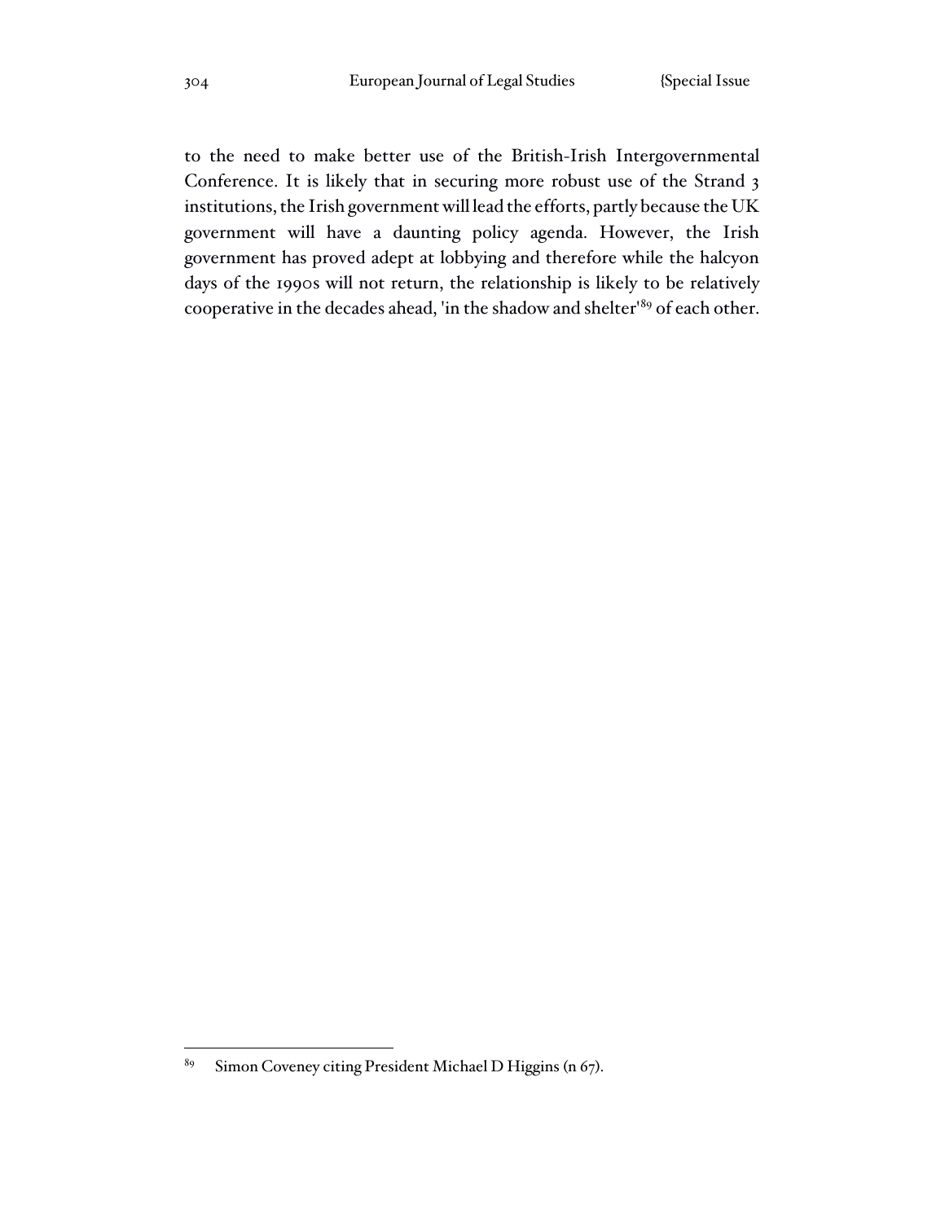to the need to make better use of the British-Irish Intergovernmental Conference. It is likely that in securing more robust use of the Strand 3 institutions, the Irish government will lead the efforts, partly because the UK government will have a daunting policy agenda. However, the Irish government has proved adept at lobbying and therefore while the halcyon days of the 1990s will not return, the relationship is likely to be relatively cooperative in the decades ahead, 'in the shadow and shelter'[89] of each other.

---

[89] Simon Coveney citing President Michael D Higgins (n 67).